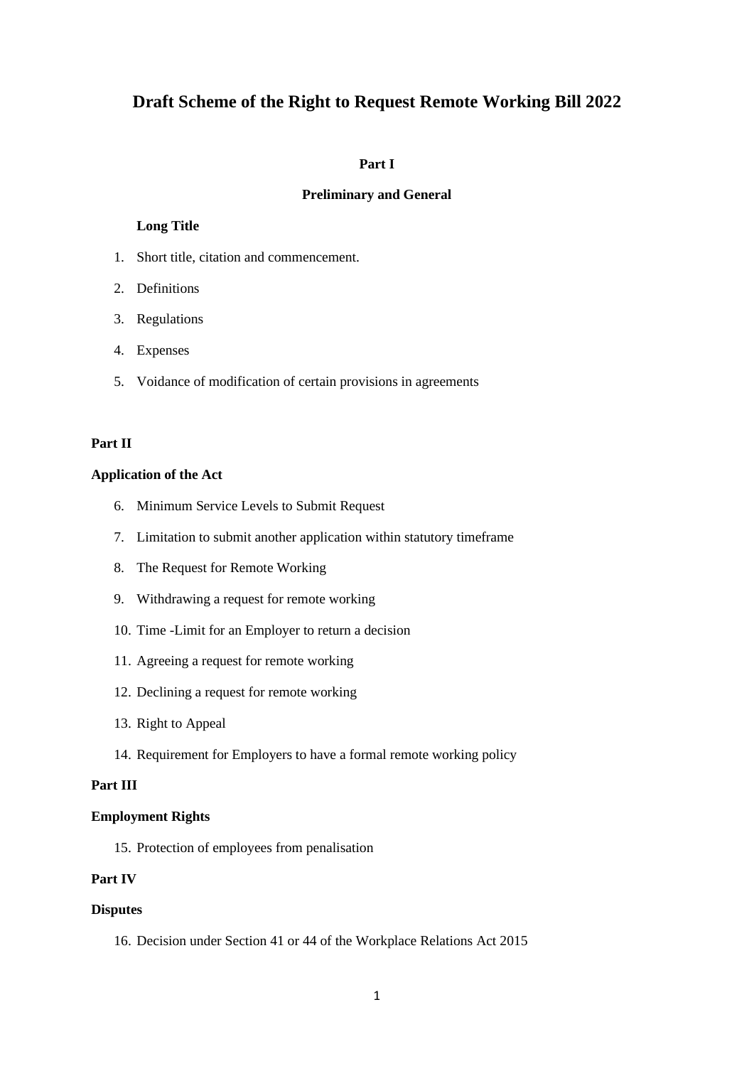# Draft Scheme of the Right to Request Remote Working Bill 2022

## Part I

## Preliminary and General

**Long Title**

1. Short title, citation and commencement.
2. Definitions
3. Regulations
4. Expenses
5. Voidance of modification of certain provisions in agreements

**Part II**

**Application of the Act**

6. Minimum Service Levels to Submit Request
7. Limitation to submit another application within statutory timeframe
8. The Request for Remote Working
9. Withdrawing a request for remote working
10. Time -Limit for an Employer to return a decision
11. Agreeing a request for remote working
12. Declining a request for remote working
13. Right to Appeal
14. Requirement for Employers to have a formal remote working policy

**Part III**

**Employment Rights**

15. Protection of employees from penalisation

**Part IV**

**Disputes**

16. Decision under Section 41 or 44 of the Workplace Relations Act 2015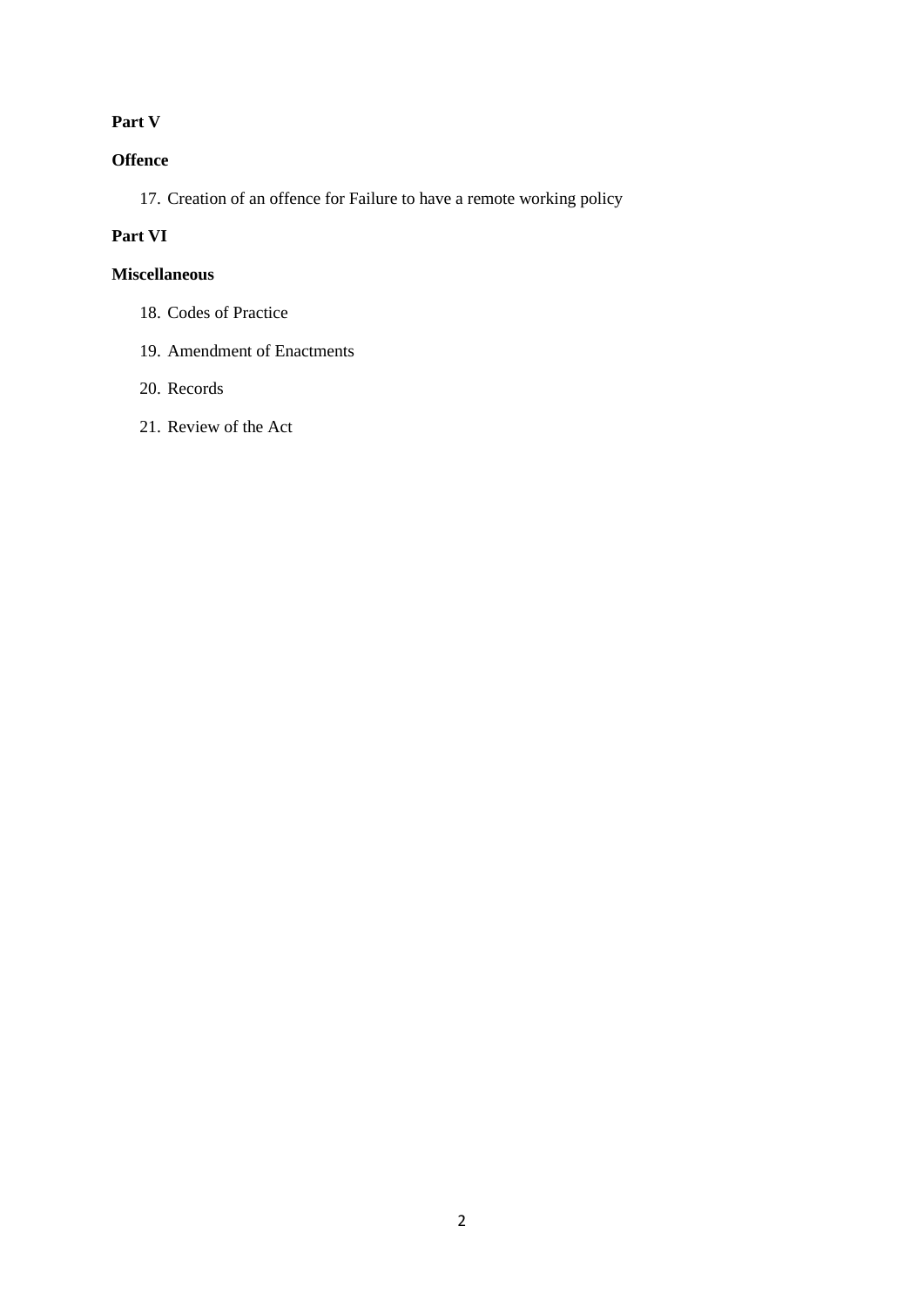**Part V**

**Offence**

17. Creation of an offence for Failure to have a remote working policy

**Part VI**

**Miscellaneous**

18. Codes of Practice
19. Amendment of Enactments
20. Records
21. Review of the Act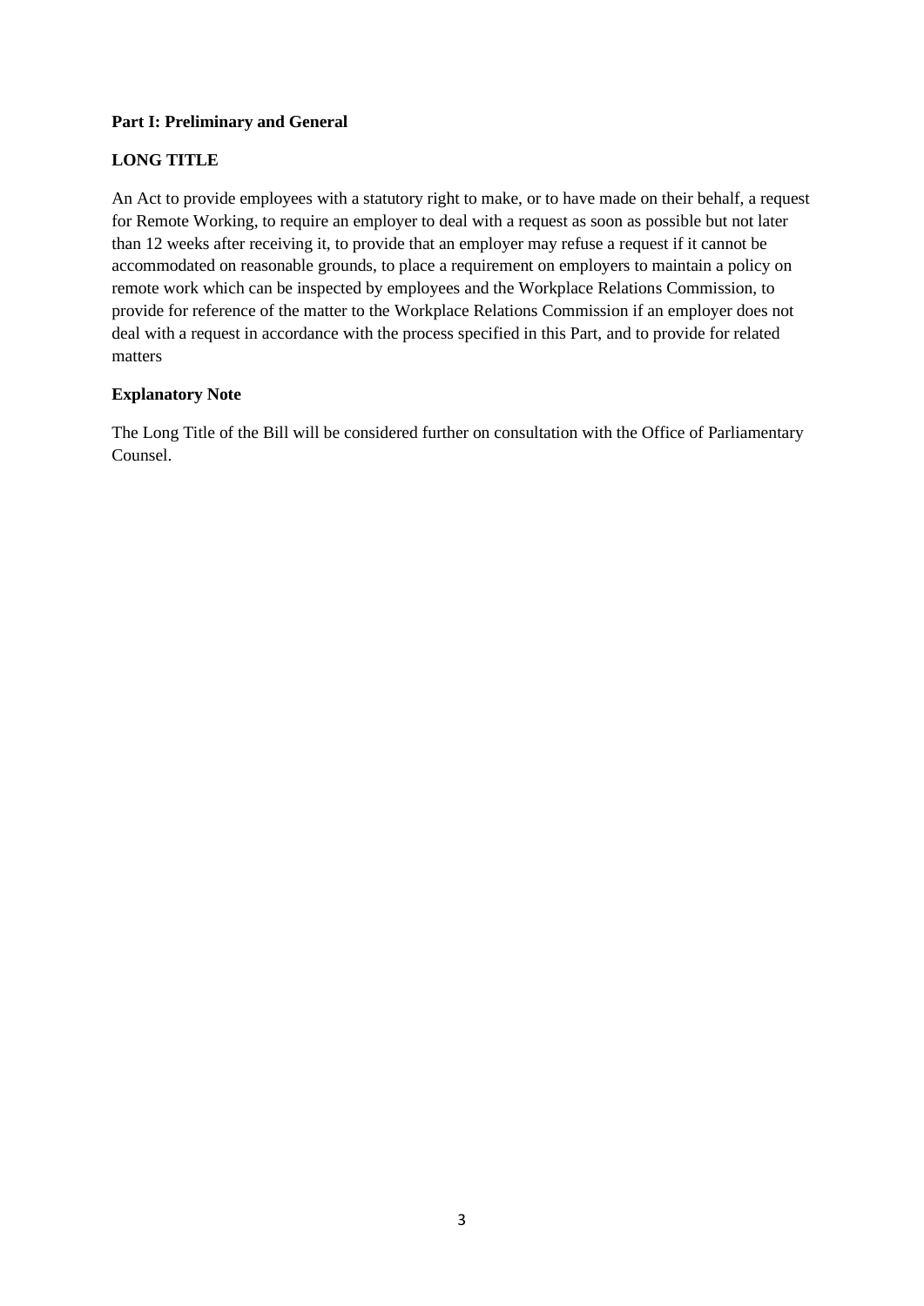**Part I: Preliminary and General**

**LONG TITLE**

An Act to provide employees with a statutory right to make, or to have made on their behalf, a request for Remote Working, to require an employer to deal with a request as soon as possible but not later than 12 weeks after receiving it, to provide that an employer may refuse a request if it cannot be accommodated on reasonable grounds, to place a requirement on employers to maintain a policy on remote work which can be inspected by employees and the Workplace Relations Commission, to provide for reference of the matter to the Workplace Relations Commission if an employer does not deal with a request in accordance with the process specified in this Part, and to provide for related matters

**Explanatory Note**

The Long Title of the Bill will be considered further on consultation with the Office of Parliamentary Counsel.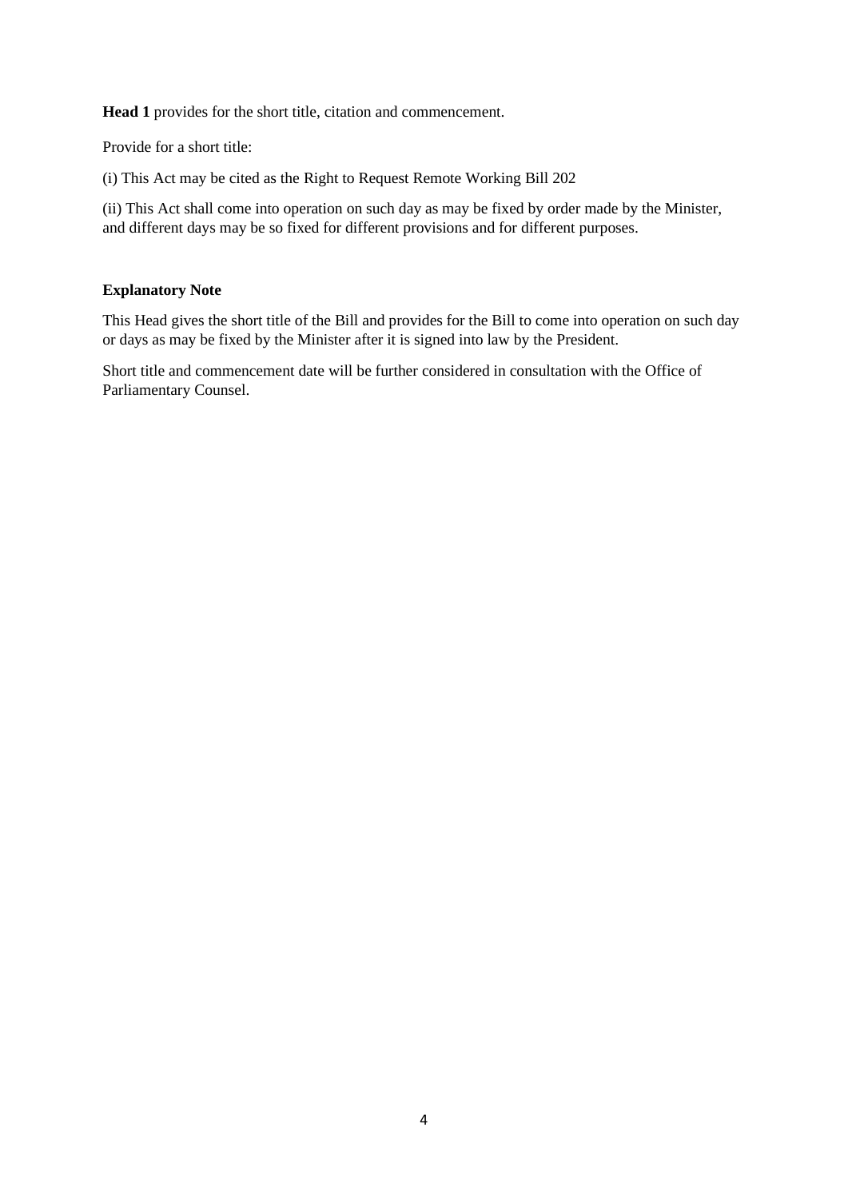**Head 1** provides for the short title, citation and commencement.

Provide for a short title:

(i) This Act may be cited as the Right to Request Remote Working Bill 202

(ii) This Act shall come into operation on such day as may be fixed by order made by the Minister, and different days may be so fixed for different provisions and for different purposes.

**Explanatory Note**

This Head gives the short title of the Bill and provides for the Bill to come into operation on such day or days as may be fixed by the Minister after it is signed into law by the President.

Short title and commencement date will be further considered in consultation with the Office of Parliamentary Counsel.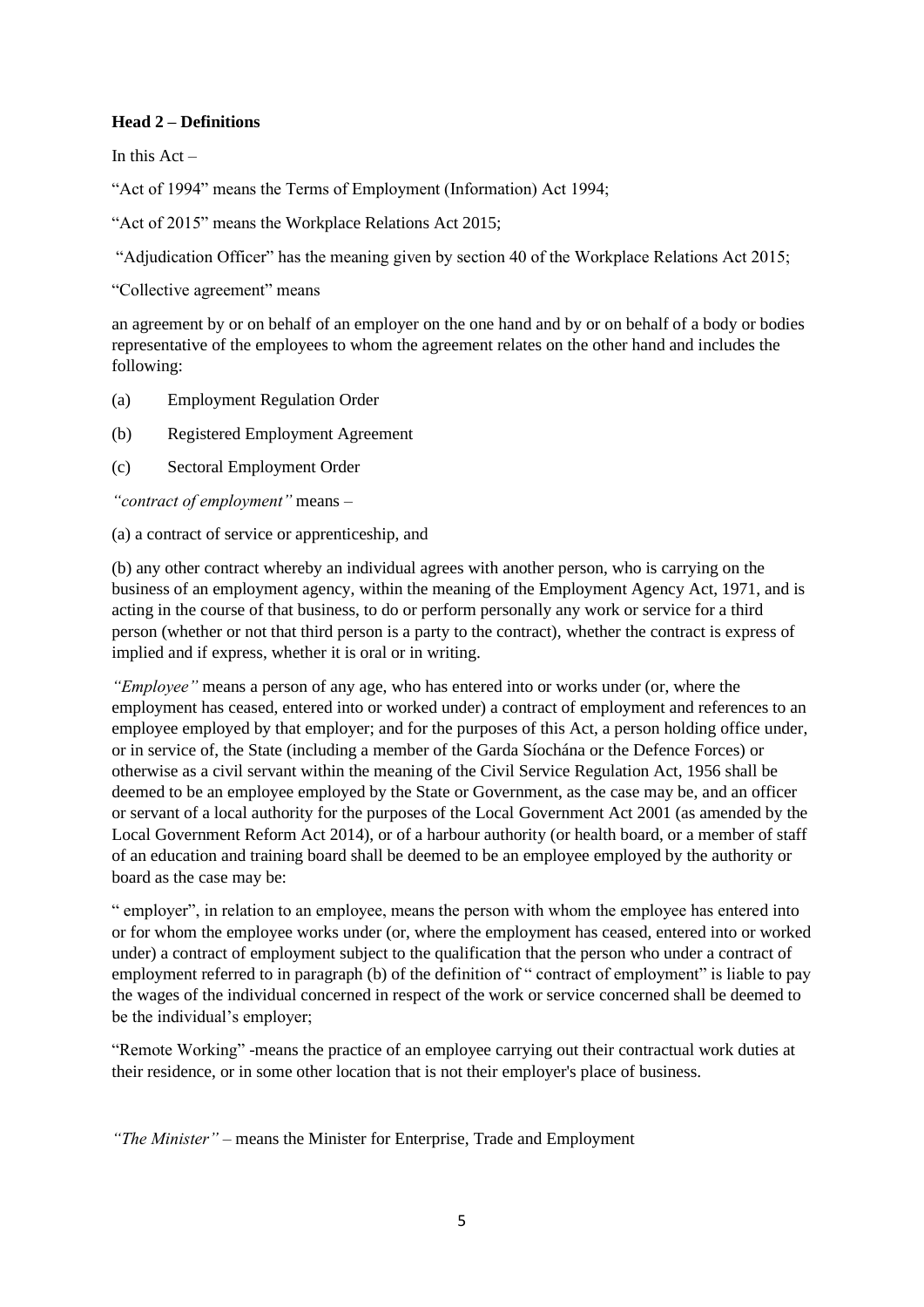**Head 2 – Definitions**

In this Act –

"Act of 1994" means the Terms of Employment (Information) Act 1994;

"Act of 2015" means the Workplace Relations Act 2015;

"Adjudication Officer" has the meaning given by section 40 of the Workplace Relations Act 2015;

"Collective agreement" means

an agreement by or on behalf of an employer on the one hand and by or on behalf of a body or bodies representative of the employees to whom the agreement relates on the other hand and includes the following:

(a) Employment Regulation Order

(b) Registered Employment Agreement

(c) Sectoral Employment Order

*"contract of employment"* means –

(a) a contract of service or apprenticeship, and

(b) any other contract whereby an individual agrees with another person, who is carrying on the business of an employment agency, within the meaning of the Employment Agency Act, 1971, and is acting in the course of that business, to do or perform personally any work or service for a third person (whether or not that third person is a party to the contract), whether the contract is express of implied and if express, whether it is oral or in writing.

*"Employee"* means a person of any age, who has entered into or works under (or, where the employment has ceased, entered into or worked under) a contract of employment and references to an employee employed by that employer; and for the purposes of this Act, a person holding office under, or in service of, the State (including a member of the Garda Síochána or the Defence Forces) or otherwise as a civil servant within the meaning of the Civil Service Regulation Act, 1956 shall be deemed to be an employee employed by the State or Government, as the case may be, and an officer or servant of a local authority for the purposes of the Local Government Act 2001 (as amended by the Local Government Reform Act 2014), or of a harbour authority (or health board, or a member of staff of an education and training board shall be deemed to be an employee employed by the authority or board as the case may be:

" employer", in relation to an employee, means the person with whom the employee has entered into or for whom the employee works under (or, where the employment has ceased, entered into or worked under) a contract of employment subject to the qualification that the person who under a contract of employment referred to in paragraph (b) of the definition of " contract of employment" is liable to pay the wages of the individual concerned in respect of the work or service concerned shall be deemed to be the individual's employer;

"Remote Working" -means the practice of an employee carrying out their contractual work duties at their residence, or in some other location that is not their employer's place of business.

*"The Minister"* – means the Minister for Enterprise, Trade and Employment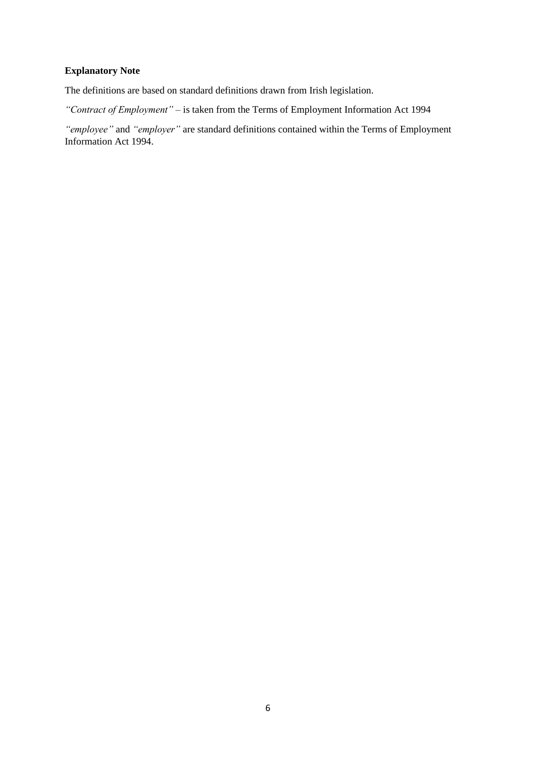**Explanatory Note**

The definitions are based on standard definitions drawn from Irish legislation.

*"Contract of Employment"* – is taken from the Terms of Employment Information Act 1994

*"employee"* and *"employer"* are standard definitions contained within the Terms of Employment Information Act 1994.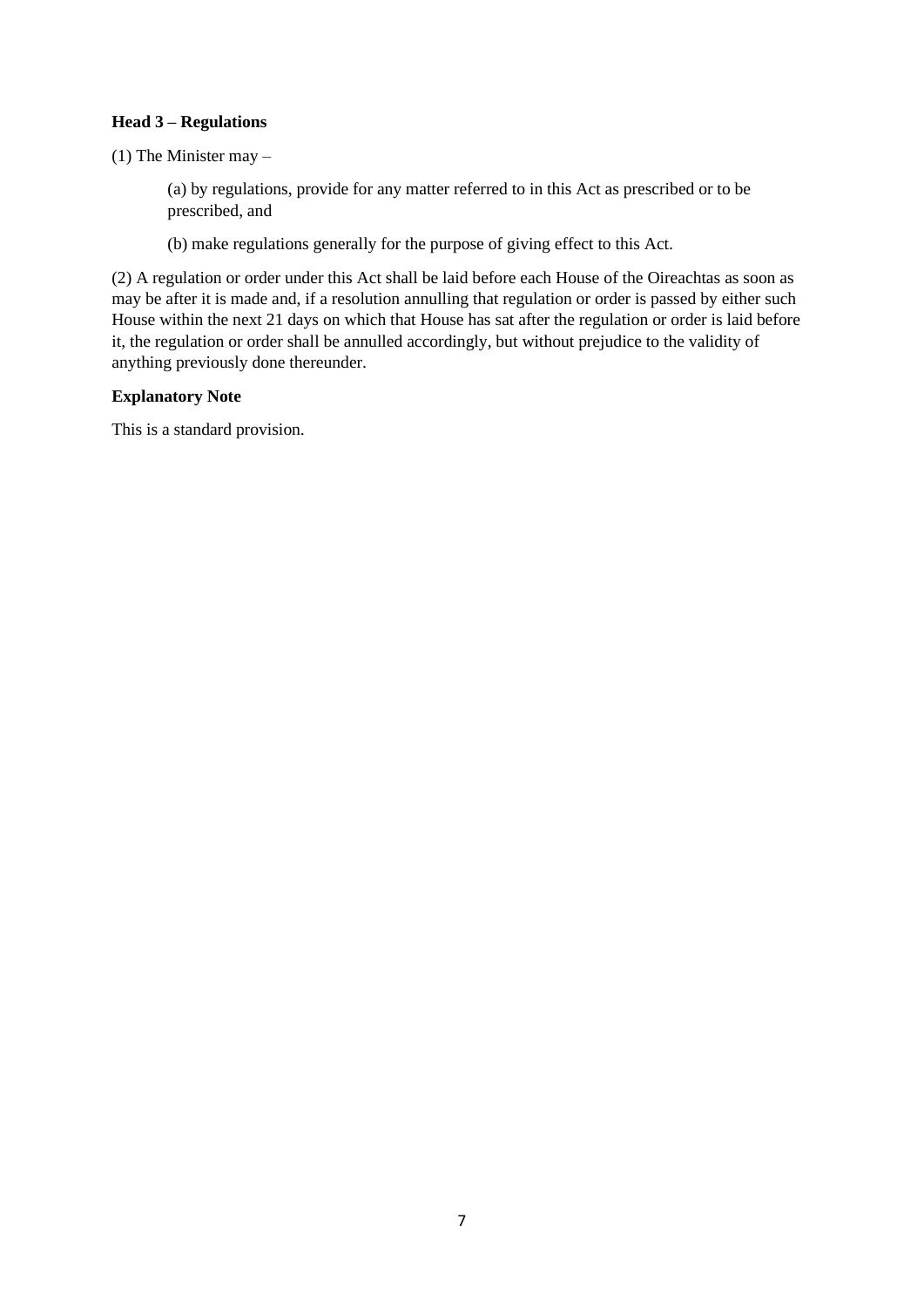**Head 3 – Regulations**

(1) The Minister may –

(a) by regulations, provide for any matter referred to in this Act as prescribed or to be prescribed, and

(b) make regulations generally for the purpose of giving effect to this Act.

(2) A regulation or order under this Act shall be laid before each House of the Oireachtas as soon as may be after it is made and, if a resolution annulling that regulation or order is passed by either such House within the next 21 days on which that House has sat after the regulation or order is laid before it, the regulation or order shall be annulled accordingly, but without prejudice to the validity of anything previously done thereunder.

**Explanatory Note**

This is a standard provision.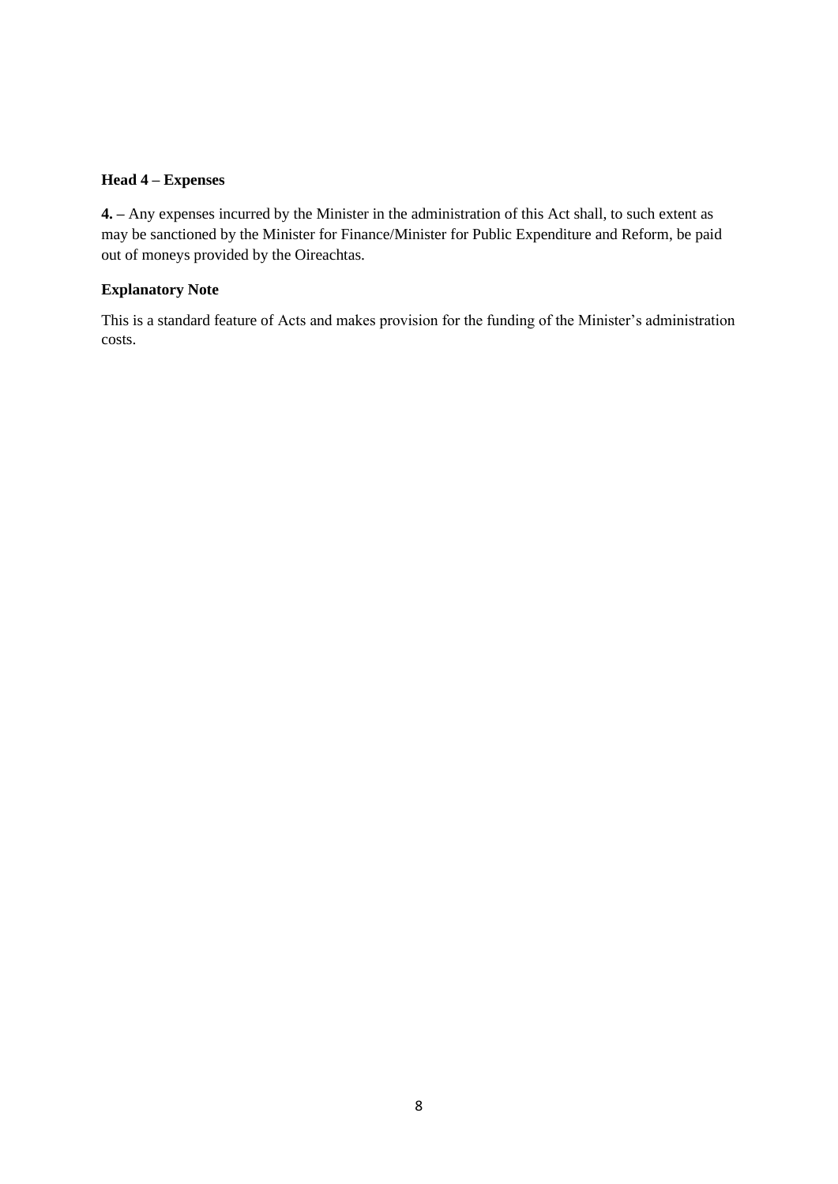**Head 4 – Expenses**

**4.** – Any expenses incurred by the Minister in the administration of this Act shall, to such extent as may be sanctioned by the Minister for Finance/Minister for Public Expenditure and Reform, be paid out of moneys provided by the Oireachtas.

**Explanatory Note**

This is a standard feature of Acts and makes provision for the funding of the Minister's administration costs.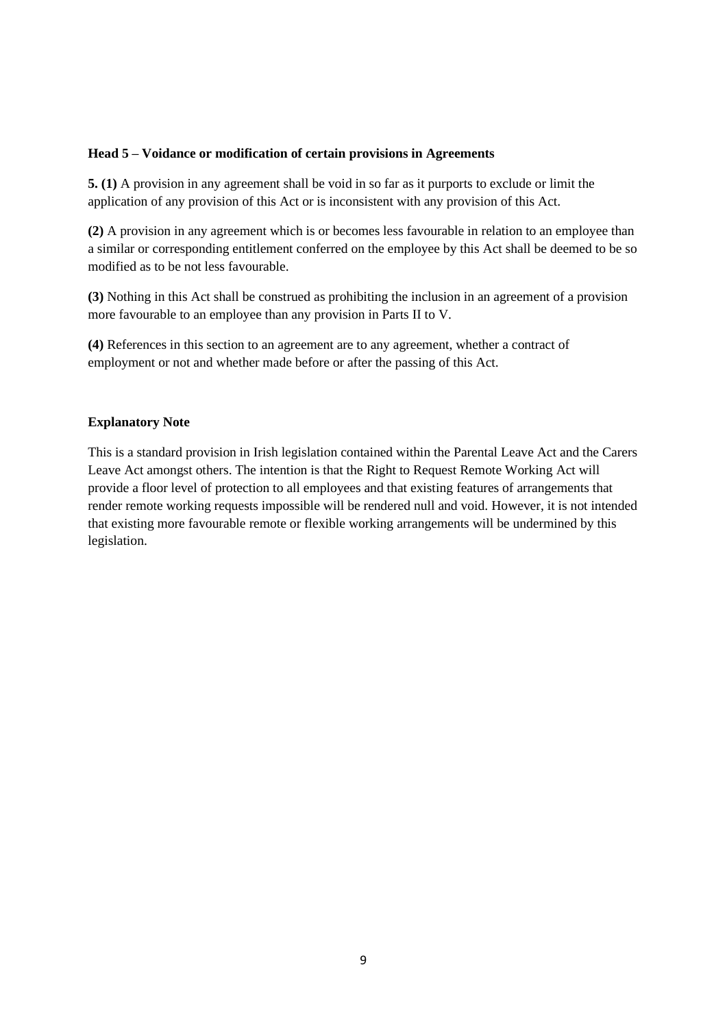**Head 5 – Voidance or modification of certain provisions in Agreements**

**5. (1)** A provision in any agreement shall be void in so far as it purports to exclude or limit the application of any provision of this Act or is inconsistent with any provision of this Act.

**(2)** A provision in any agreement which is or becomes less favourable in relation to an employee than a similar or corresponding entitlement conferred on the employee by this Act shall be deemed to be so modified as to be not less favourable.

**(3)** Nothing in this Act shall be construed as prohibiting the inclusion in an agreement of a provision more favourable to an employee than any provision in Parts II to V.

**(4)** References in this section to an agreement are to any agreement, whether a contract of employment or not and whether made before or after the passing of this Act.

**Explanatory Note**

This is a standard provision in Irish legislation contained within the Parental Leave Act and the Carers Leave Act amongst others. The intention is that the Right to Request Remote Working Act will provide a floor level of protection to all employees and that existing features of arrangements that render remote working requests impossible will be rendered null and void. However, it is not intended that existing more favourable remote or flexible working arrangements will be undermined by this legislation.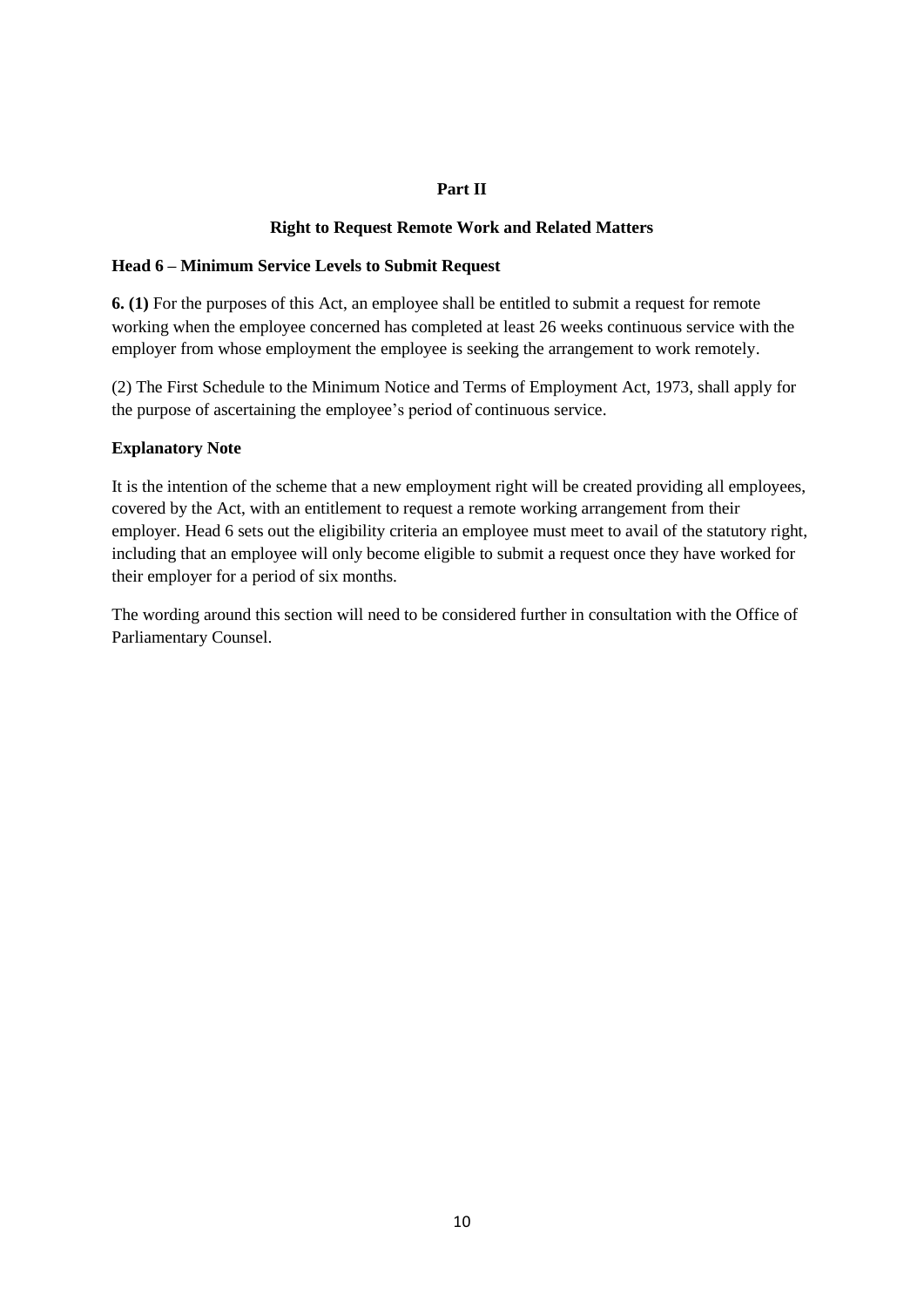## Part II

### Right to Request Remote Work and Related Matters

**Head 6 – Minimum Service Levels to Submit Request**

**6. (1)** For the purposes of this Act, an employee shall be entitled to submit a request for remote working when the employee concerned has completed at least 26 weeks continuous service with the employer from whose employment the employee is seeking the arrangement to work remotely.

(2) The First Schedule to the Minimum Notice and Terms of Employment Act, 1973, shall apply for the purpose of ascertaining the employee's period of continuous service.

**Explanatory Note**

It is the intention of the scheme that a new employment right will be created providing all employees, covered by the Act, with an entitlement to request a remote working arrangement from their employer. Head 6 sets out the eligibility criteria an employee must meet to avail of the statutory right, including that an employee will only become eligible to submit a request once they have worked for their employer for a period of six months.

The wording around this section will need to be considered further in consultation with the Office of Parliamentary Counsel.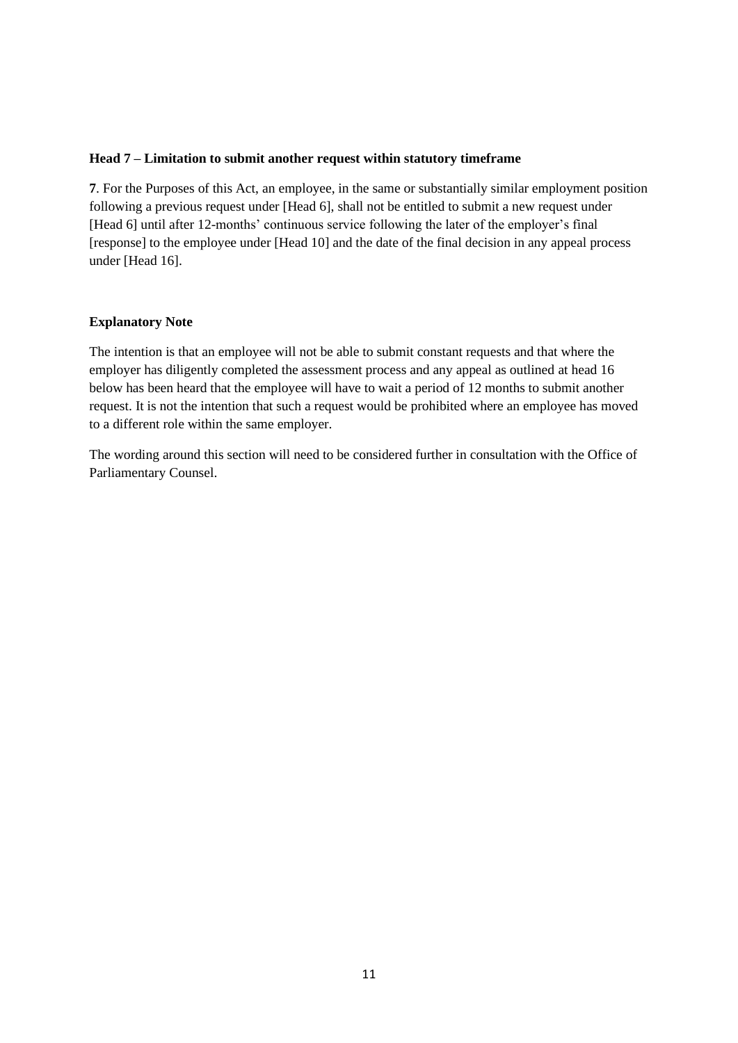**Head 7 – Limitation to submit another request within statutory timeframe**

**7**. For the Purposes of this Act, an employee, in the same or substantially similar employment position following a previous request under [Head 6], shall not be entitled to submit a new request under [Head 6] until after 12-months' continuous service following the later of the employer's final [response] to the employee under [Head 10] and the date of the final decision in any appeal process under [Head 16].

**Explanatory Note**

The intention is that an employee will not be able to submit constant requests and that where the employer has diligently completed the assessment process and any appeal as outlined at head 16 below has been heard that the employee will have to wait a period of 12 months to submit another request. It is not the intention that such a request would be prohibited where an employee has moved to a different role within the same employer.

The wording around this section will need to be considered further in consultation with the Office of Parliamentary Counsel.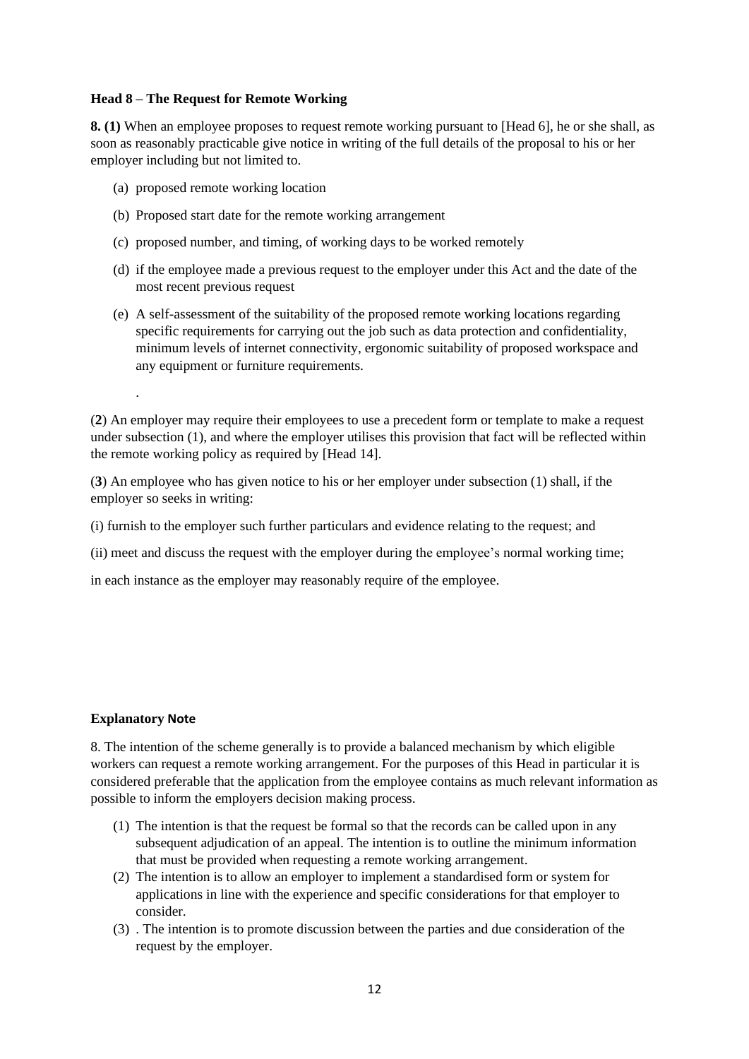**Head 8 – The Request for Remote Working**

**8. (1)** When an employee proposes to request remote working pursuant to [Head 6], he or she shall, as soon as reasonably practicable give notice in writing of the full details of the proposal to his or her employer including but not limited to.

(a) proposed remote working location

(b) Proposed start date for the remote working arrangement

(c) proposed number, and timing, of working days to be worked remotely

(d) if the employee made a previous request to the employer under this Act and the date of the most recent previous request

(e) A self-assessment of the suitability of the proposed remote working locations regarding specific requirements for carrying out the job such as data protection and confidentiality, minimum levels of internet connectivity, ergonomic suitability of proposed workspace and any equipment or furniture requirements.

.

(**2**) An employer may require their employees to use a precedent form or template to make a request under subsection (1), and where the employer utilises this provision that fact will be reflected within the remote working policy as required by [Head 14].

(**3**) An employee who has given notice to his or her employer under subsection (1) shall, if the employer so seeks in writing:

(i) furnish to the employer such further particulars and evidence relating to the request; and

(ii) meet and discuss the request with the employer during the employee's normal working time;

in each instance as the employer may reasonably require of the employee.

**Explanatory Note**

8. The intention of the scheme generally is to provide a balanced mechanism by which eligible workers can request a remote working arrangement. For the purposes of this Head in particular it is considered preferable that the application from the employee contains as much relevant information as possible to inform the employers decision making process.

(1) The intention is that the request be formal so that the records can be called upon in any subsequent adjudication of an appeal. The intention is to outline the minimum information that must be provided when requesting a remote working arrangement.

(2) The intention is to allow an employer to implement a standardised form or system for applications in line with the experience and specific considerations for that employer to consider.

(3) . The intention is to promote discussion between the parties and due consideration of the request by the employer.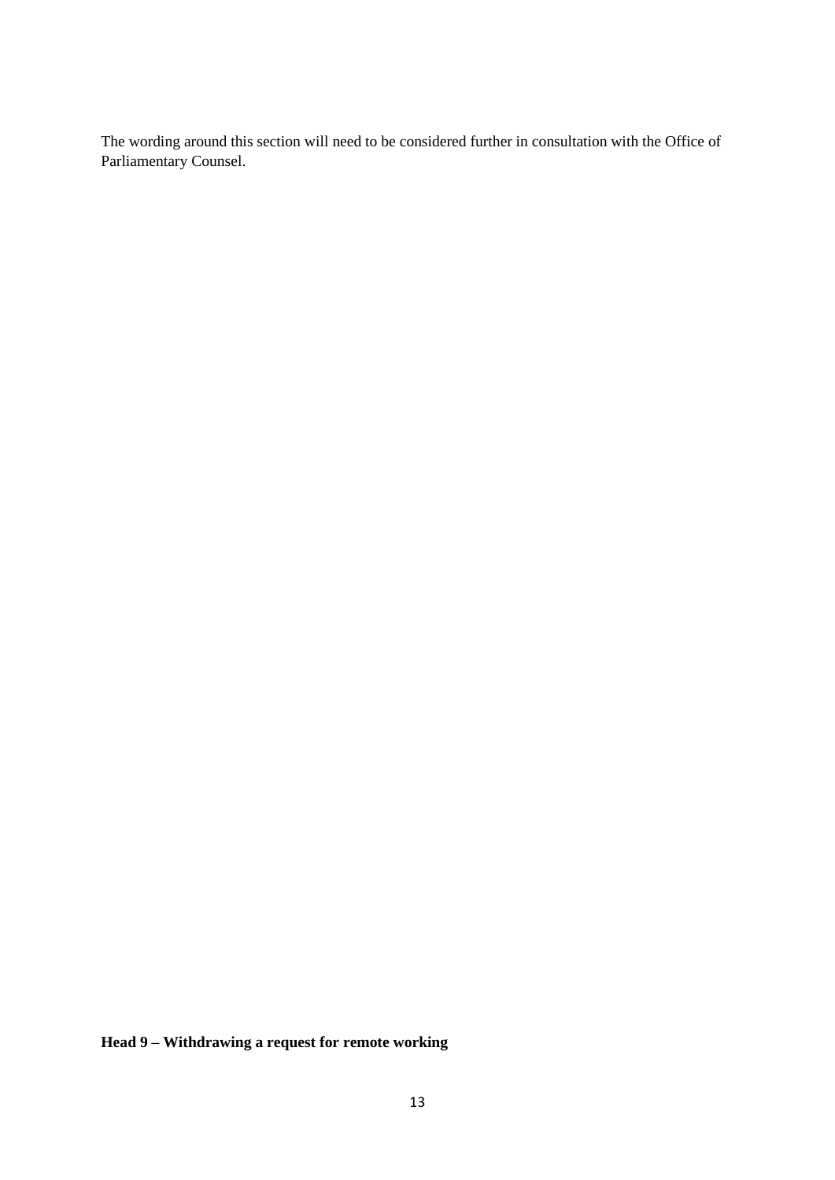The wording around this section will need to be considered further in consultation with the Office of Parliamentary Counsel.

**Head 9 – Withdrawing a request for remote working**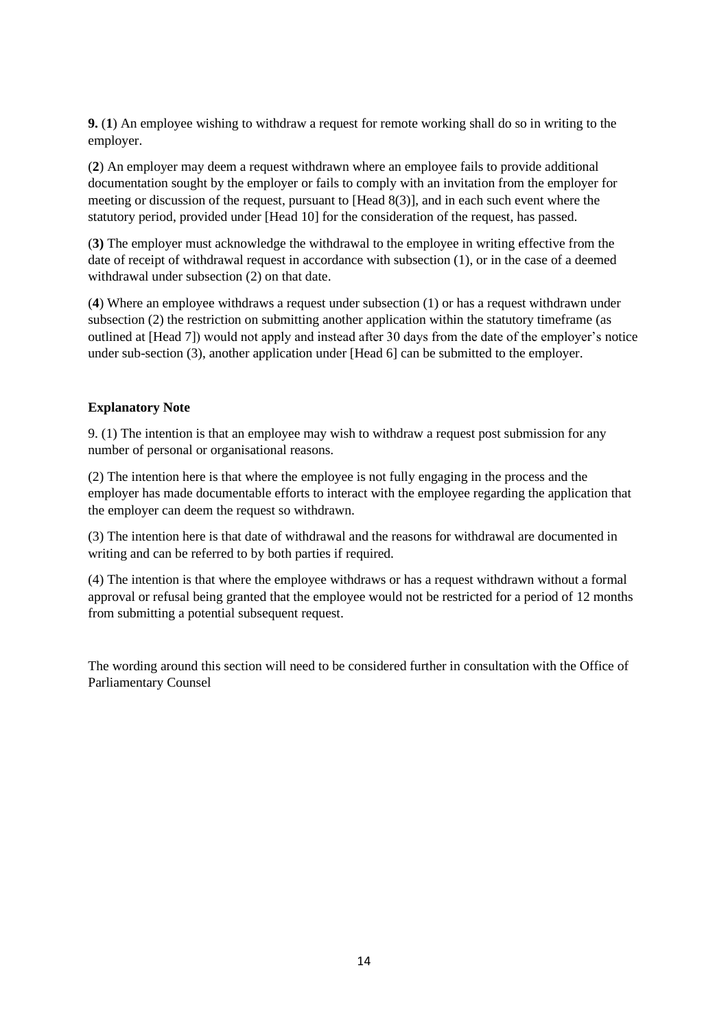**9.** (**1**) An employee wishing to withdraw a request for remote working shall do so in writing to the employer.

(**2**) An employer may deem a request withdrawn where an employee fails to provide additional documentation sought by the employer or fails to comply with an invitation from the employer for meeting or discussion of the request, pursuant to [Head 8(3)], and in each such event where the statutory period, provided under [Head 10] for the consideration of the request, has passed.

(**3)** The employer must acknowledge the withdrawal to the employee in writing effective from the date of receipt of withdrawal request in accordance with subsection (1), or in the case of a deemed withdrawal under subsection (2) on that date.

(**4**) Where an employee withdraws a request under subsection (1) or has a request withdrawn under subsection (2) the restriction on submitting another application within the statutory timeframe (as outlined at [Head 7]) would not apply and instead after 30 days from the date of the employer's notice under sub-section (3), another application under [Head 6] can be submitted to the employer.

**Explanatory Note**

9. (1) The intention is that an employee may wish to withdraw a request post submission for any number of personal or organisational reasons.

(2) The intention here is that where the employee is not fully engaging in the process and the employer has made documentable efforts to interact with the employee regarding the application that the employer can deem the request so withdrawn.

(3) The intention here is that date of withdrawal and the reasons for withdrawal are documented in writing and can be referred to by both parties if required.

(4) The intention is that where the employee withdraws or has a request withdrawn without a formal approval or refusal being granted that the employee would not be restricted for a period of 12 months from submitting a potential subsequent request.

The wording around this section will need to be considered further in consultation with the Office of Parliamentary Counsel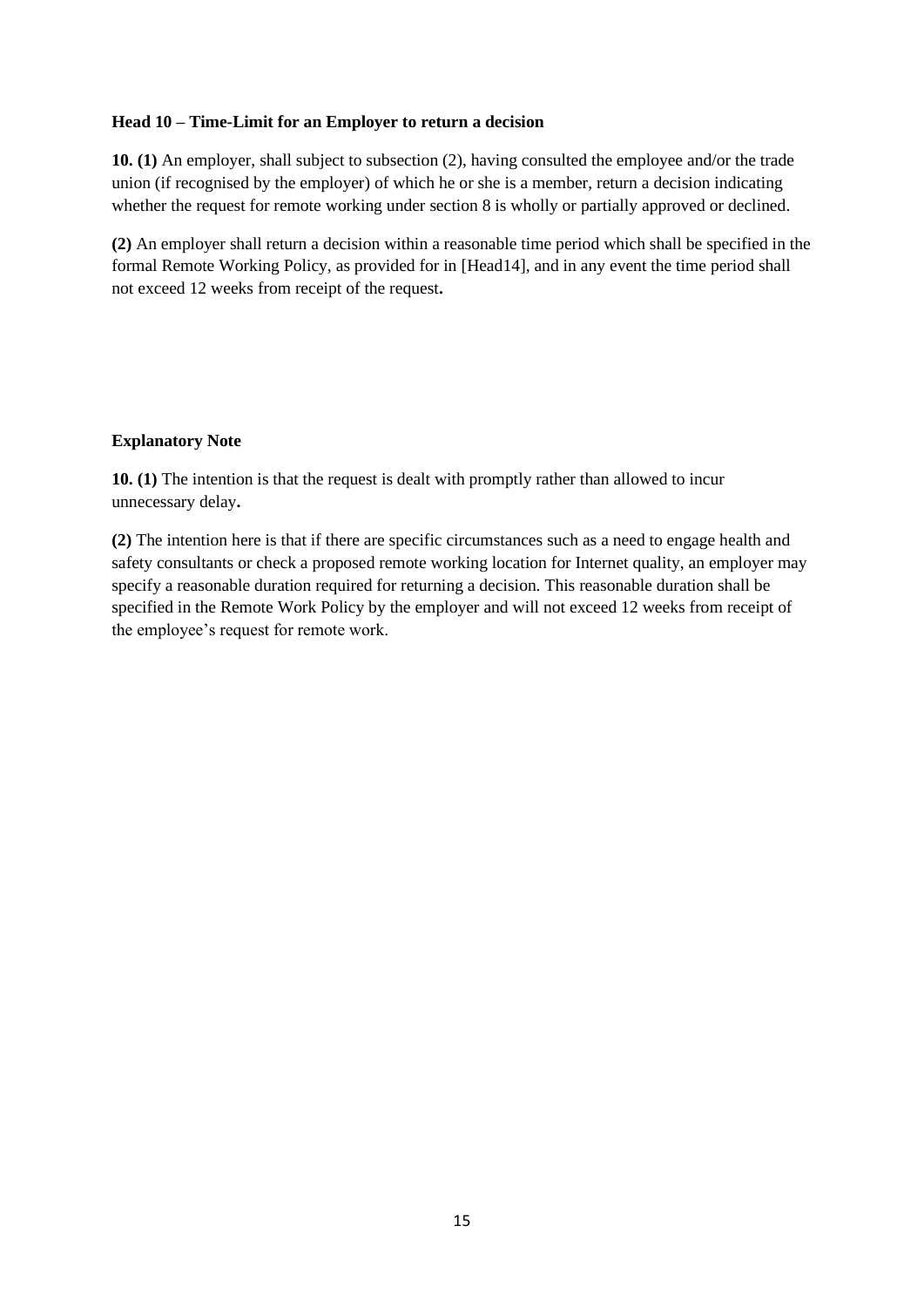**Head 10 – Time-Limit for an Employer to return a decision**

**10. (1)** An employer, shall subject to subsection (2), having consulted the employee and/or the trade union (if recognised by the employer) of which he or she is a member, return a decision indicating whether the request for remote working under section 8 is wholly or partially approved or declined.

**(2)** An employer shall return a decision within a reasonable time period which shall be specified in the formal Remote Working Policy, as provided for in [Head14], and in any event the time period shall not exceed 12 weeks from receipt of the request**.**

**Explanatory Note**

**10. (1)** The intention is that the request is dealt with promptly rather than allowed to incur unnecessary delay**.**

**(2)** The intention here is that if there are specific circumstances such as a need to engage health and safety consultants or check a proposed remote working location for Internet quality, an employer may specify a reasonable duration required for returning a decision. This reasonable duration shall be specified in the Remote Work Policy by the employer and will not exceed 12 weeks from receipt of the employee's request for remote work.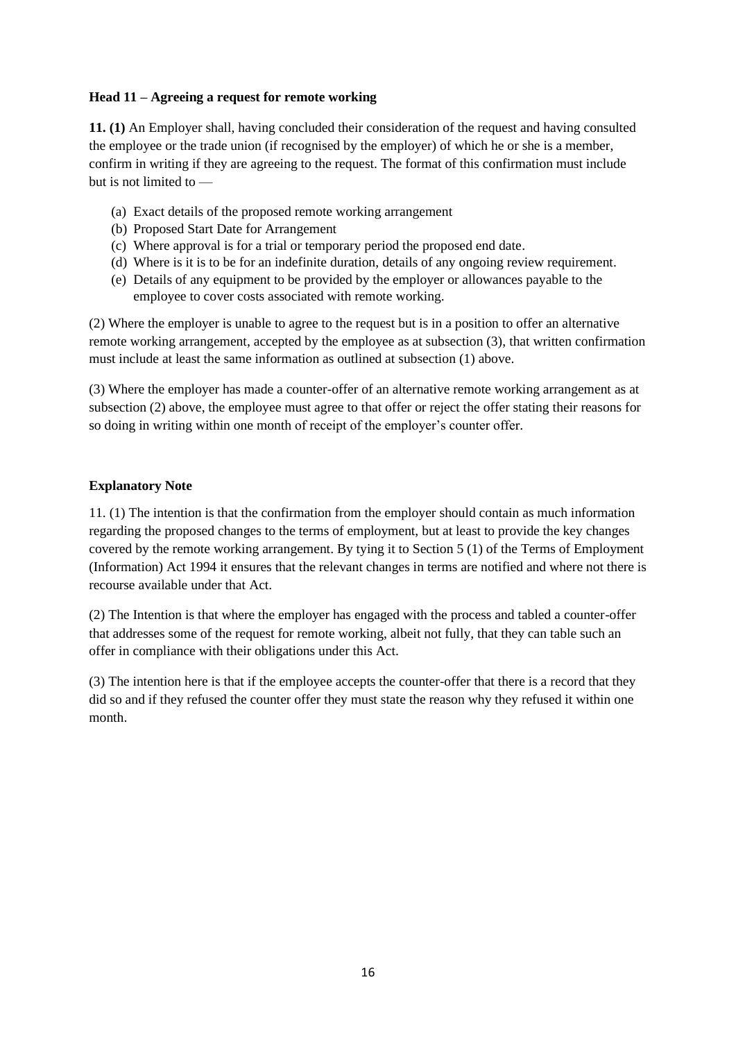**Head 11 – Agreeing a request for remote working**

**11. (1)** An Employer shall, having concluded their consideration of the request and having consulted the employee or the trade union (if recognised by the employer) of which he or she is a member, confirm in writing if they are agreeing to the request. The format of this confirmation must include but is not limited to —

(a) Exact details of the proposed remote working arrangement
(b) Proposed Start Date for Arrangement
(c) Where approval is for a trial or temporary period the proposed end date.
(d) Where is it is to be for an indefinite duration, details of any ongoing review requirement.
(e) Details of any equipment to be provided by the employer or allowances payable to the employee to cover costs associated with remote working.

(2) Where the employer is unable to agree to the request but is in a position to offer an alternative remote working arrangement, accepted by the employee as at subsection (3), that written confirmation must include at least the same information as outlined at subsection (1) above.

(3) Where the employer has made a counter-offer of an alternative remote working arrangement as at subsection (2) above, the employee must agree to that offer or reject the offer stating their reasons for so doing in writing within one month of receipt of the employer's counter offer.

**Explanatory Note**

11. (1) The intention is that the confirmation from the employer should contain as much information regarding the proposed changes to the terms of employment, but at least to provide the key changes covered by the remote working arrangement. By tying it to Section 5 (1) of the Terms of Employment (Information) Act 1994 it ensures that the relevant changes in terms are notified and where not there is recourse available under that Act.

(2) The Intention is that where the employer has engaged with the process and tabled a counter-offer that addresses some of the request for remote working, albeit not fully, that they can table such an offer in compliance with their obligations under this Act.

(3) The intention here is that if the employee accepts the counter-offer that there is a record that they did so and if they refused the counter offer they must state the reason why they refused it within one month.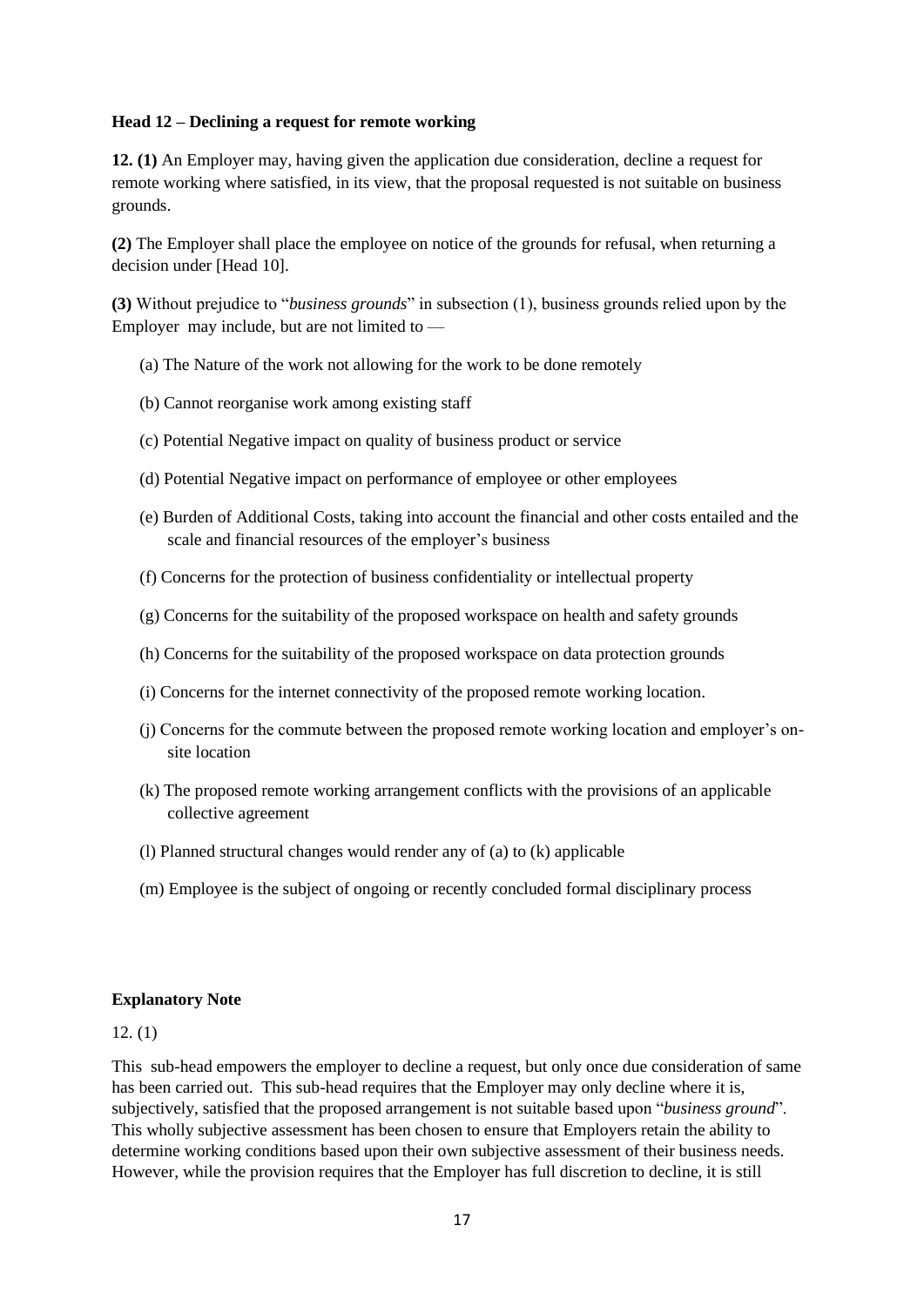**Head 12 – Declining a request for remote working**

**12. (1)** An Employer may, having given the application due consideration, decline a request for remote working where satisfied, in its view, that the proposal requested is not suitable on business grounds.

**(2)** The Employer shall place the employee on notice of the grounds for refusal, when returning a decision under [Head 10].

**(3)** Without prejudice to "*business grounds*" in subsection (1), business grounds relied upon by the Employer may include, but are not limited to —

(a) The Nature of the work not allowing for the work to be done remotely

(b) Cannot reorganise work among existing staff

(c) Potential Negative impact on quality of business product or service

(d) Potential Negative impact on performance of employee or other employees

(e) Burden of Additional Costs, taking into account the financial and other costs entailed and the scale and financial resources of the employer's business

(f) Concerns for the protection of business confidentiality or intellectual property

(g) Concerns for the suitability of the proposed workspace on health and safety grounds

(h) Concerns for the suitability of the proposed workspace on data protection grounds

(i) Concerns for the internet connectivity of the proposed remote working location.

(j) Concerns for the commute between the proposed remote working location and employer's on-site location

(k) The proposed remote working arrangement conflicts with the provisions of an applicable collective agreement

(l) Planned structural changes would render any of (a) to (k) applicable

(m) Employee is the subject of ongoing or recently concluded formal disciplinary process

**Explanatory Note**

12. (1)

This sub-head empowers the employer to decline a request, but only once due consideration of same has been carried out. This sub-head requires that the Employer may only decline where it is, subjectively, satisfied that the proposed arrangement is not suitable based upon "*business ground*". This wholly subjective assessment has been chosen to ensure that Employers retain the ability to determine working conditions based upon their own subjective assessment of their business needs. However, while the provision requires that the Employer has full discretion to decline, it is still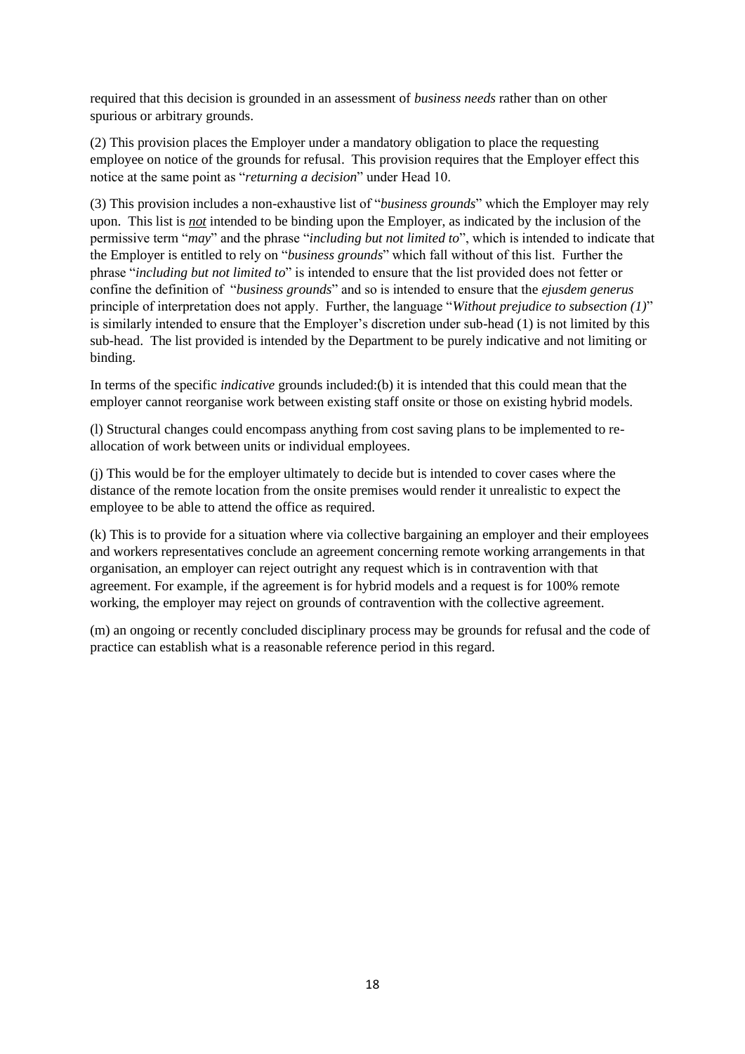required that this decision is grounded in an assessment of *business needs* rather than on other spurious or arbitrary grounds.

(2) This provision places the Employer under a mandatory obligation to place the requesting employee on notice of the grounds for refusal. This provision requires that the Employer effect this notice at the same point as "*returning a decision*" under Head 10.

(3) This provision includes a non-exhaustive list of "*business grounds*" which the Employer may rely upon. This list is ***not*** intended to be binding upon the Employer, as indicated by the inclusion of the permissive term "*may*" and the phrase "*including but not limited to*", which is intended to indicate that the Employer is entitled to rely on "*business grounds*" which fall without of this list. Further the phrase "*including but not limited to*" is intended to ensure that the list provided does not fetter or confine the definition of "*business grounds*" and so is intended to ensure that the *ejusdem generus* principle of interpretation does not apply. Further, the language "*Without prejudice to subsection (1)*" is similarly intended to ensure that the Employer's discretion under sub-head (1) is not limited by this sub-head. The list provided is intended by the Department to be purely indicative and not limiting or binding.

In terms of the specific *indicative* grounds included:(b) it is intended that this could mean that the employer cannot reorganise work between existing staff onsite or those on existing hybrid models.

(l) Structural changes could encompass anything from cost saving plans to be implemented to re-allocation of work between units or individual employees.

(j) This would be for the employer ultimately to decide but is intended to cover cases where the distance of the remote location from the onsite premises would render it unrealistic to expect the employee to be able to attend the office as required.

(k) This is to provide for a situation where via collective bargaining an employer and their employees and workers representatives conclude an agreement concerning remote working arrangements in that organisation, an employer can reject outright any request which is in contravention with that agreement. For example, if the agreement is for hybrid models and a request is for 100% remote working, the employer may reject on grounds of contravention with the collective agreement.

(m) an ongoing or recently concluded disciplinary process may be grounds for refusal and the code of practice can establish what is a reasonable reference period in this regard.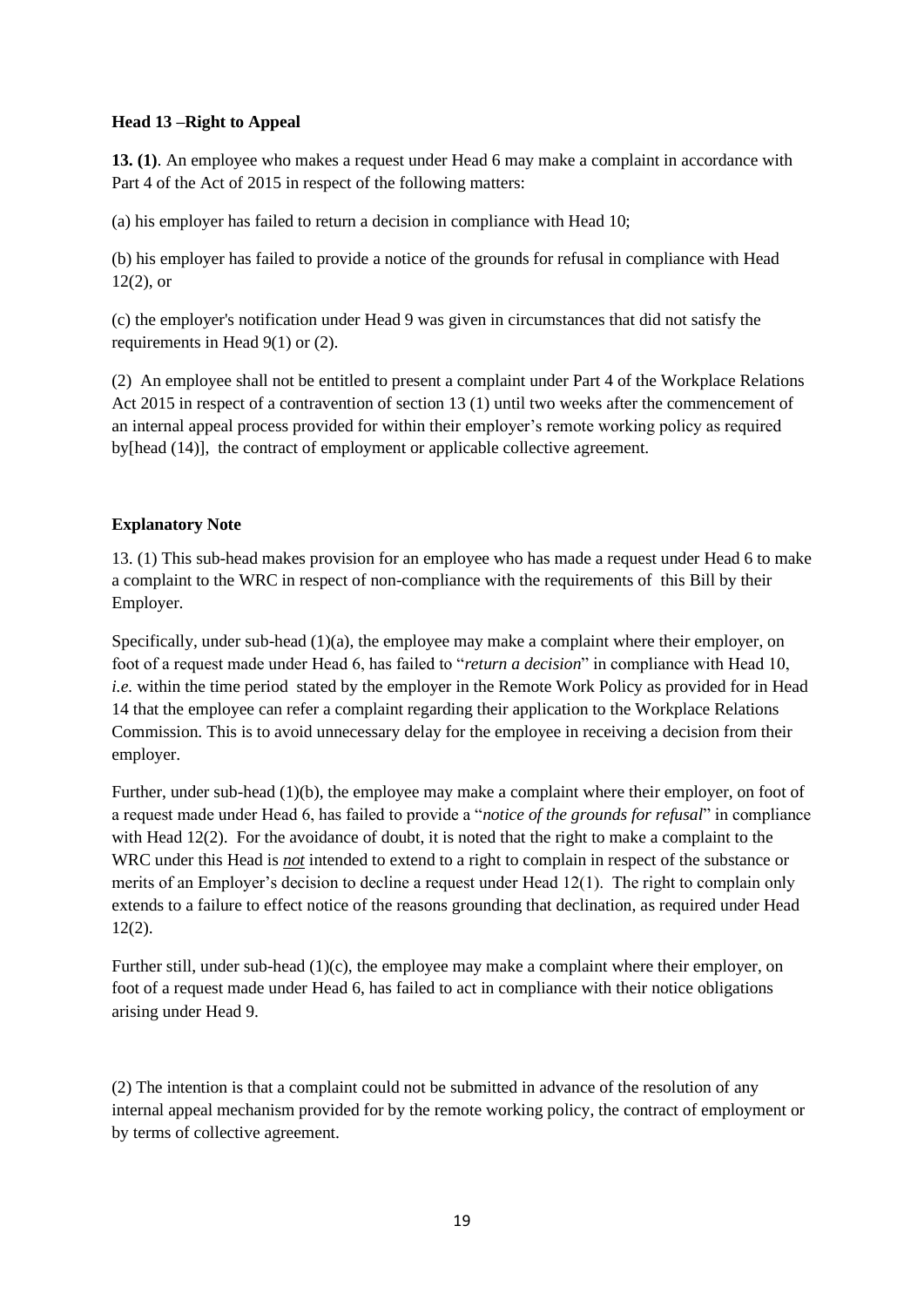**Head 13 –Right to Appeal**

**13. (1)**. An employee who makes a request under Head 6 may make a complaint in accordance with Part 4 of the Act of 2015 in respect of the following matters:

(a) his employer has failed to return a decision in compliance with Head 10;

(b) his employer has failed to provide a notice of the grounds for refusal in compliance with Head 12(2), or

(c) the employer's notification under Head 9 was given in circumstances that did not satisfy the requirements in Head 9(1) or (2).

(2) An employee shall not be entitled to present a complaint under Part 4 of the Workplace Relations Act 2015 in respect of a contravention of section 13 (1) until two weeks after the commencement of an internal appeal process provided for within their employer's remote working policy as required by[head (14)], the contract of employment or applicable collective agreement.

**Explanatory Note**

13. (1) This sub-head makes provision for an employee who has made a request under Head 6 to make a complaint to the WRC in respect of non-compliance with the requirements of this Bill by their Employer.

Specifically, under sub-head (1)(a), the employee may make a complaint where their employer, on foot of a request made under Head 6, has failed to "*return a decision*" in compliance with Head 10, *i.e.* within the time period stated by the employer in the Remote Work Policy as provided for in Head 14 that the employee can refer a complaint regarding their application to the Workplace Relations Commission. This is to avoid unnecessary delay for the employee in receiving a decision from their employer.

Further, under sub-head (1)(b), the employee may make a complaint where their employer, on foot of a request made under Head 6, has failed to provide a "*notice of the grounds for refusal*" in compliance with Head 12(2). For the avoidance of doubt, it is noted that the right to make a complaint to the WRC under this Head is ***not*** intended to extend to a right to complain in respect of the substance or merits of an Employer's decision to decline a request under Head 12(1). The right to complain only extends to a failure to effect notice of the reasons grounding that declination, as required under Head 12(2).

Further still, under sub-head (1)(c), the employee may make a complaint where their employer, on foot of a request made under Head 6, has failed to act in compliance with their notice obligations arising under Head 9.

(2) The intention is that a complaint could not be submitted in advance of the resolution of any internal appeal mechanism provided for by the remote working policy, the contract of employment or by terms of collective agreement.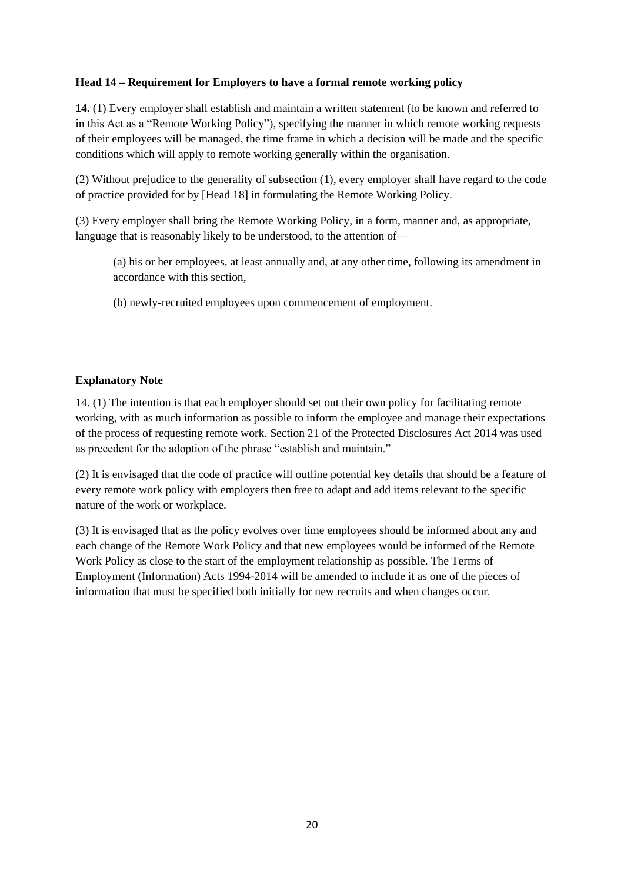**Head 14 – Requirement for Employers to have a formal remote working policy**

**14.** (1) Every employer shall establish and maintain a written statement (to be known and referred to in this Act as a "Remote Working Policy"), specifying the manner in which remote working requests of their employees will be managed, the time frame in which a decision will be made and the specific conditions which will apply to remote working generally within the organisation.

(2) Without prejudice to the generality of subsection (1), every employer shall have regard to the code of practice provided for by [Head 18] in formulating the Remote Working Policy.

(3) Every employer shall bring the Remote Working Policy, in a form, manner and, as appropriate, language that is reasonably likely to be understood, to the attention of—

> (a) his or her employees, at least annually and, at any other time, following its amendment in accordance with this section,
>
> (b) newly-recruited employees upon commencement of employment.

**Explanatory Note**

14. (1) The intention is that each employer should set out their own policy for facilitating remote working, with as much information as possible to inform the employee and manage their expectations of the process of requesting remote work. Section 21 of the Protected Disclosures Act 2014 was used as precedent for the adoption of the phrase "establish and maintain."

(2) It is envisaged that the code of practice will outline potential key details that should be a feature of every remote work policy with employers then free to adapt and add items relevant to the specific nature of the work or workplace.

(3) It is envisaged that as the policy evolves over time employees should be informed about any and each change of the Remote Work Policy and that new employees would be informed of the Remote Work Policy as close to the start of the employment relationship as possible. The Terms of Employment (Information) Acts 1994-2014 will be amended to include it as one of the pieces of information that must be specified both initially for new recruits and when changes occur.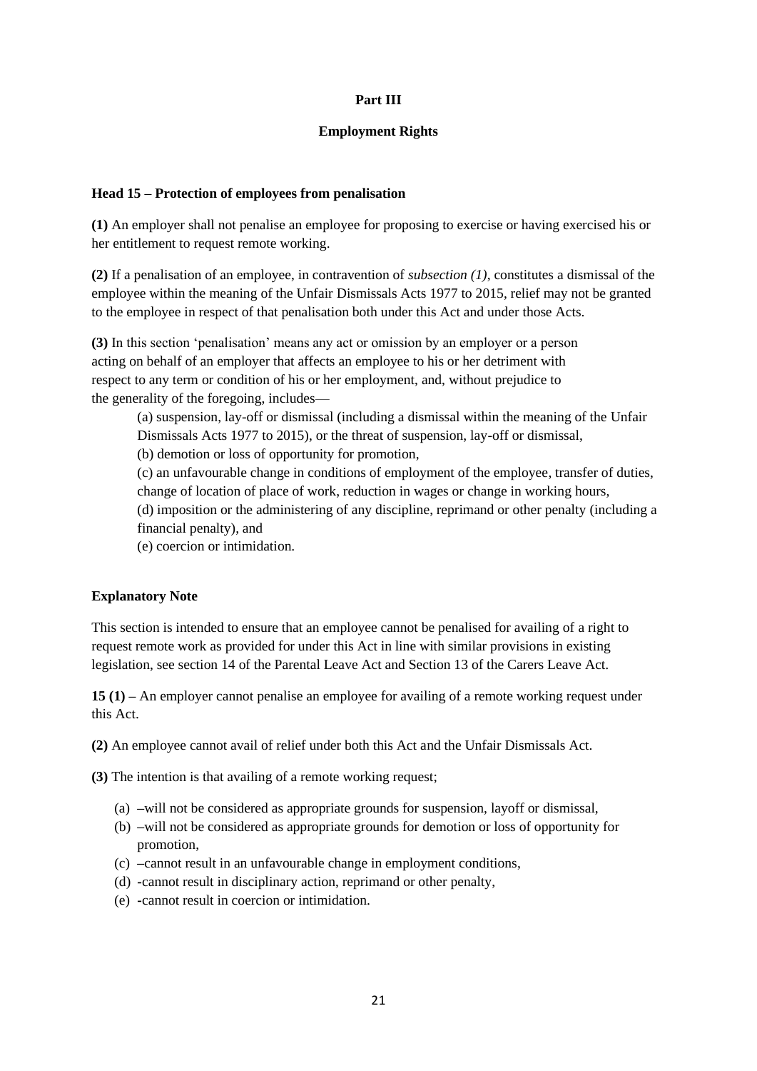## Part III

## Employment Rights

### Head 15 – Protection of employees from penalisation

**(1)** An employer shall not penalise an employee for proposing to exercise or having exercised his or her entitlement to request remote working.

**(2)** If a penalisation of an employee, in contravention of *subsection (1)*, constitutes a dismissal of the employee within the meaning of the Unfair Dismissals Acts 1977 to 2015, relief may not be granted to the employee in respect of that penalisation both under this Act and under those Acts.

**(3)** In this section 'penalisation' means any act or omission by an employer or a person acting on behalf of an employer that affects an employee to his or her detriment with respect to any term or condition of his or her employment, and, without prejudice to the generality of the foregoing, includes—

(a) suspension, lay-off or dismissal (including a dismissal within the meaning of the Unfair Dismissals Acts 1977 to 2015), or the threat of suspension, lay-off or dismissal,

(b) demotion or loss of opportunity for promotion,

(c) an unfavourable change in conditions of employment of the employee, transfer of duties, change of location of place of work, reduction in wages or change in working hours,

(d) imposition or the administering of any discipline, reprimand or other penalty (including a financial penalty), and

(e) coercion or intimidation.

### Explanatory Note

This section is intended to ensure that an employee cannot be penalised for availing of a right to request remote work as provided for under this Act in line with similar provisions in existing legislation, see section 14 of the Parental Leave Act and Section 13 of the Carers Leave Act.

**15 (1) –** An employer cannot penalise an employee for availing of a remote working request under this Act.

**(2)** An employee cannot avail of relief under both this Act and the Unfair Dismissals Act.

**(3)** The intention is that availing of a remote working request;

(a) –will not be considered as appropriate grounds for suspension, layoff or dismissal,

(b) –will not be considered as appropriate grounds for demotion or loss of opportunity for promotion,

(c) –cannot result in an unfavourable change in employment conditions,

(d) -cannot result in disciplinary action, reprimand or other penalty,

(e) -cannot result in coercion or intimidation.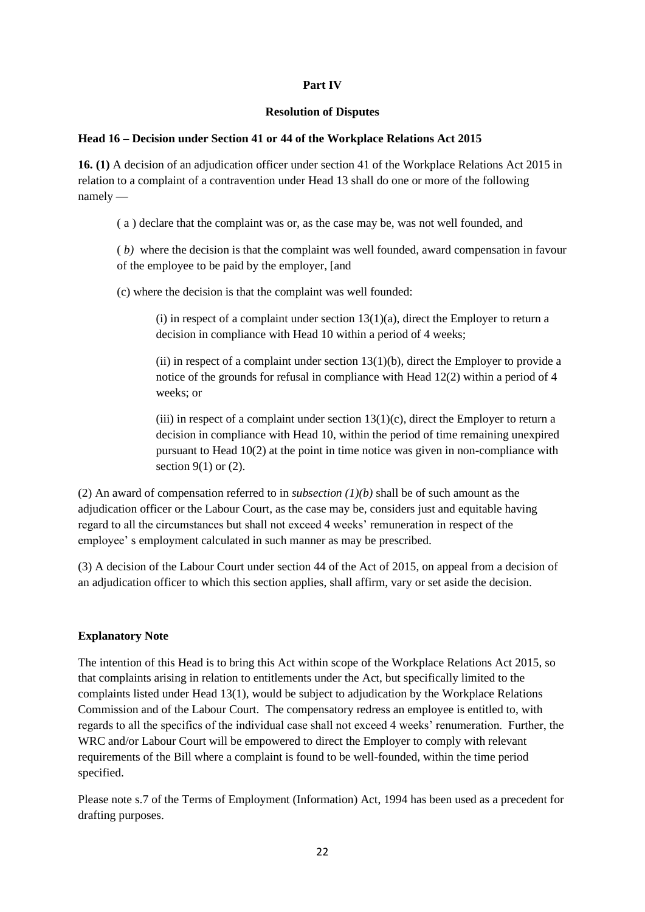**Part IV**

**Resolution of Disputes**

**Head 16 – Decision under Section 41 or 44 of the Workplace Relations Act 2015**

**16. (1)** A decision of an adjudication officer under section 41 of the Workplace Relations Act 2015 in relation to a complaint of a contravention under Head 13 shall do one or more of the following namely —

( a ) declare that the complaint was or, as the case may be, was not well founded, and

( *b)* where the decision is that the complaint was well founded, award compensation in favour of the employee to be paid by the employer, [and

(c) where the decision is that the complaint was well founded:

(i) in respect of a complaint under section 13(1)(a), direct the Employer to return a decision in compliance with Head 10 within a period of 4 weeks;

(ii) in respect of a complaint under section 13(1)(b), direct the Employer to provide a notice of the grounds for refusal in compliance with Head 12(2) within a period of 4 weeks; or

(iii) in respect of a complaint under section 13(1)(c), direct the Employer to return a decision in compliance with Head 10, within the period of time remaining unexpired pursuant to Head 10(2) at the point in time notice was given in non-compliance with section 9(1) or (2).

(2) An award of compensation referred to in *subsection (1)(b)* shall be of such amount as the adjudication officer or the Labour Court, as the case may be, considers just and equitable having regard to all the circumstances but shall not exceed 4 weeks' remuneration in respect of the employee' s employment calculated in such manner as may be prescribed.

(3) A decision of the Labour Court under section 44 of the Act of 2015, on appeal from a decision of an adjudication officer to which this section applies, shall affirm, vary or set aside the decision.

**Explanatory Note**

The intention of this Head is to bring this Act within scope of the Workplace Relations Act 2015, so that complaints arising in relation to entitlements under the Act, but specifically limited to the complaints listed under Head 13(1), would be subject to adjudication by the Workplace Relations Commission and of the Labour Court. The compensatory redress an employee is entitled to, with regards to all the specifics of the individual case shall not exceed 4 weeks' renumeration. Further, the WRC and/or Labour Court will be empowered to direct the Employer to comply with relevant requirements of the Bill where a complaint is found to be well-founded, within the time period specified.

Please note s.7 of the Terms of Employment (Information) Act, 1994 has been used as a precedent for drafting purposes.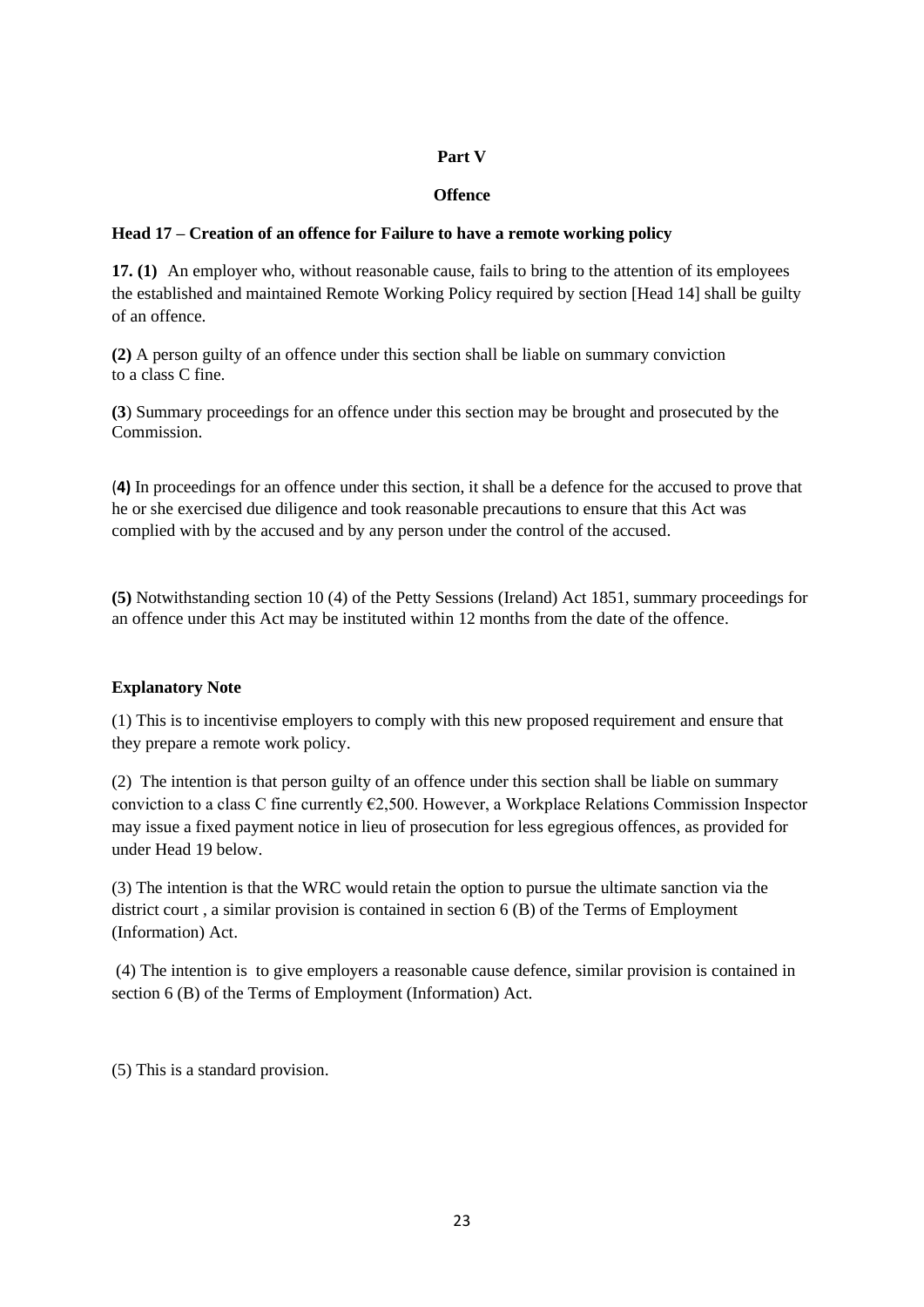## Part V

## Offence

### Head 17 – Creation of an offence for Failure to have a remote working policy

**17. (1)** An employer who, without reasonable cause, fails to bring to the attention of its employees the established and maintained Remote Working Policy required by section [Head 14] shall be guilty of an offence.

**(2)** A person guilty of an offence under this section shall be liable on summary conviction to a class C fine.

**(3**) Summary proceedings for an offence under this section may be brought and prosecuted by the Commission.

(**4)** In proceedings for an offence under this section, it shall be a defence for the accused to prove that he or she exercised due diligence and took reasonable precautions to ensure that this Act was complied with by the accused and by any person under the control of the accused.

**(5)** Notwithstanding section 10 (4) of the Petty Sessions (Ireland) Act 1851, summary proceedings for an offence under this Act may be instituted within 12 months from the date of the offence.

**Explanatory Note**

(1) This is to incentivise employers to comply with this new proposed requirement and ensure that they prepare a remote work policy.

(2) The intention is that person guilty of an offence under this section shall be liable on summary conviction to a class C fine currently €2,500. However, a Workplace Relations Commission Inspector may issue a fixed payment notice in lieu of prosecution for less egregious offences, as provided for under Head 19 below.

(3) The intention is that the WRC would retain the option to pursue the ultimate sanction via the district court , a similar provision is contained in section 6 (B) of the Terms of Employment (Information) Act.

(4) The intention is to give employers a reasonable cause defence, similar provision is contained in section 6 (B) of the Terms of Employment (Information) Act.

(5) This is a standard provision.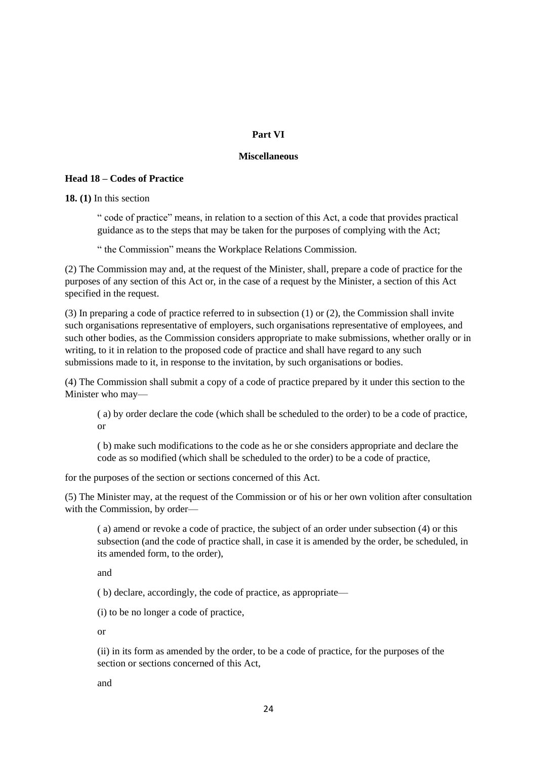## Part VI

## Miscellaneous

### Head 18 – Codes of Practice

**18. (1)** In this section

" code of practice" means, in relation to a section of this Act, a code that provides practical guidance as to the steps that may be taken for the purposes of complying with the Act;

" the Commission" means the Workplace Relations Commission.

(2) The Commission may and, at the request of the Minister, shall, prepare a code of practice for the purposes of any section of this Act or, in the case of a request by the Minister, a section of this Act specified in the request.

(3) In preparing a code of practice referred to in subsection (1) or (2), the Commission shall invite such organisations representative of employers, such organisations representative of employees, and such other bodies, as the Commission considers appropriate to make submissions, whether orally or in writing, to it in relation to the proposed code of practice and shall have regard to any such submissions made to it, in response to the invitation, by such organisations or bodies.

(4) The Commission shall submit a copy of a code of practice prepared by it under this section to the Minister who may—

( a) by order declare the code (which shall be scheduled to the order) to be a code of practice, or

( b) make such modifications to the code as he or she considers appropriate and declare the code as so modified (which shall be scheduled to the order) to be a code of practice,

for the purposes of the section or sections concerned of this Act.

(5) The Minister may, at the request of the Commission or of his or her own volition after consultation with the Commission, by order—

( a) amend or revoke a code of practice, the subject of an order under subsection (4) or this subsection (and the code of practice shall, in case it is amended by the order, be scheduled, in its amended form, to the order),

and

( b) declare, accordingly, the code of practice, as appropriate—

(i) to be no longer a code of practice,

or

(ii) in its form as amended by the order, to be a code of practice, for the purposes of the section or sections concerned of this Act,

and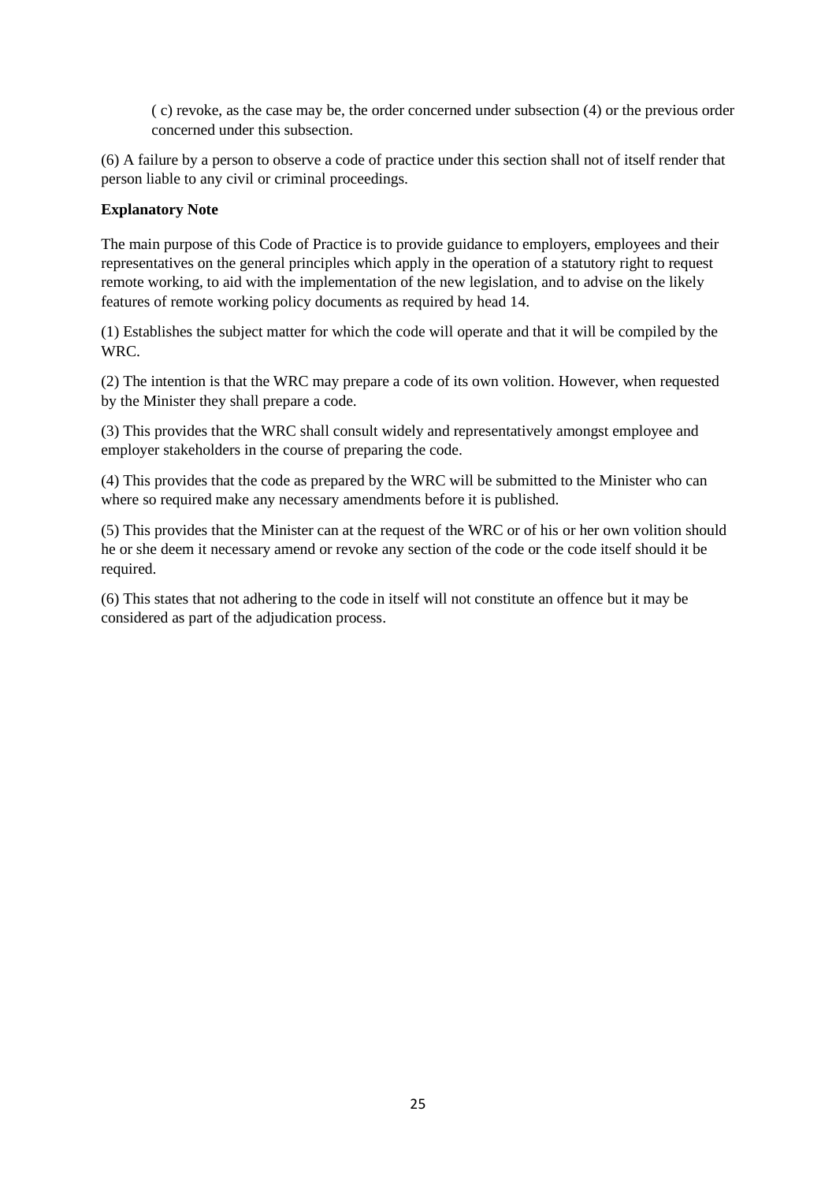( c) revoke, as the case may be, the order concerned under subsection (4) or the previous order concerned under this subsection.

(6) A failure by a person to observe a code of practice under this section shall not of itself render that person liable to any civil or criminal proceedings.

**Explanatory Note**

The main purpose of this Code of Practice is to provide guidance to employers, employees and their representatives on the general principles which apply in the operation of a statutory right to request remote working, to aid with the implementation of the new legislation, and to advise on the likely features of remote working policy documents as required by head 14.

(1) Establishes the subject matter for which the code will operate and that it will be compiled by the WRC.

(2) The intention is that the WRC may prepare a code of its own volition. However, when requested by the Minister they shall prepare a code.

(3) This provides that the WRC shall consult widely and representatively amongst employee and employer stakeholders in the course of preparing the code.

(4) This provides that the code as prepared by the WRC will be submitted to the Minister who can where so required make any necessary amendments before it is published.

(5) This provides that the Minister can at the request of the WRC or of his or her own volition should he or she deem it necessary amend or revoke any section of the code or the code itself should it be required.

(6) This states that not adhering to the code in itself will not constitute an offence but it may be considered as part of the adjudication process.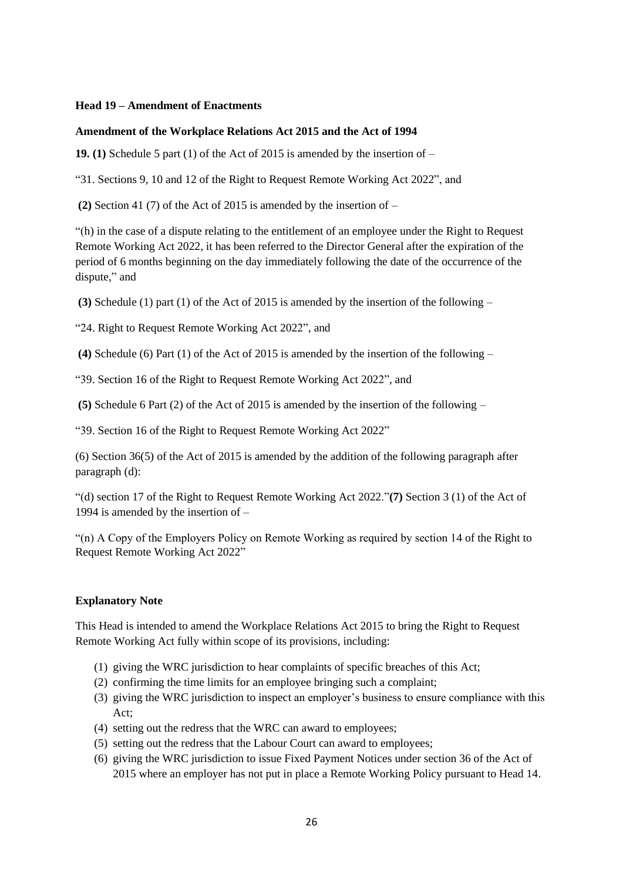**Head 19 – Amendment of Enactments**

**Amendment of the Workplace Relations Act 2015 and the Act of 1994**

**19. (1)** Schedule 5 part (1) of the Act of 2015 is amended by the insertion of –

"31. Sections 9, 10 and 12 of the Right to Request Remote Working Act 2022", and

**(2)** Section 41 (7) of the Act of 2015 is amended by the insertion of –

"(h) in the case of a dispute relating to the entitlement of an employee under the Right to Request Remote Working Act 2022, it has been referred to the Director General after the expiration of the period of 6 months beginning on the day immediately following the date of the occurrence of the dispute," and

**(3)** Schedule (1) part (1) of the Act of 2015 is amended by the insertion of the following –

"24. Right to Request Remote Working Act 2022", and

**(4)** Schedule (6) Part (1) of the Act of 2015 is amended by the insertion of the following –

"39. Section 16 of the Right to Request Remote Working Act 2022", and

**(5)** Schedule 6 Part (2) of the Act of 2015 is amended by the insertion of the following –

"39. Section 16 of the Right to Request Remote Working Act 2022"

(6) Section 36(5) of the Act of 2015 is amended by the addition of the following paragraph after paragraph (d):

"(d) section 17 of the Right to Request Remote Working Act 2022."**(7)** Section 3 (1) of the Act of 1994 is amended by the insertion of –

"(n) A Copy of the Employers Policy on Remote Working as required by section 14 of the Right to Request Remote Working Act 2022"

**Explanatory Note**

This Head is intended to amend the Workplace Relations Act 2015 to bring the Right to Request Remote Working Act fully within scope of its provisions, including:

(1) giving the WRC jurisdiction to hear complaints of specific breaches of this Act;
(2) confirming the time limits for an employee bringing such a complaint;
(3) giving the WRC jurisdiction to inspect an employer's business to ensure compliance with this Act;
(4) setting out the redress that the WRC can award to employees;
(5) setting out the redress that the Labour Court can award to employees;
(6) giving the WRC jurisdiction to issue Fixed Payment Notices under section 36 of the Act of 2015 where an employer has not put in place a Remote Working Policy pursuant to Head 14.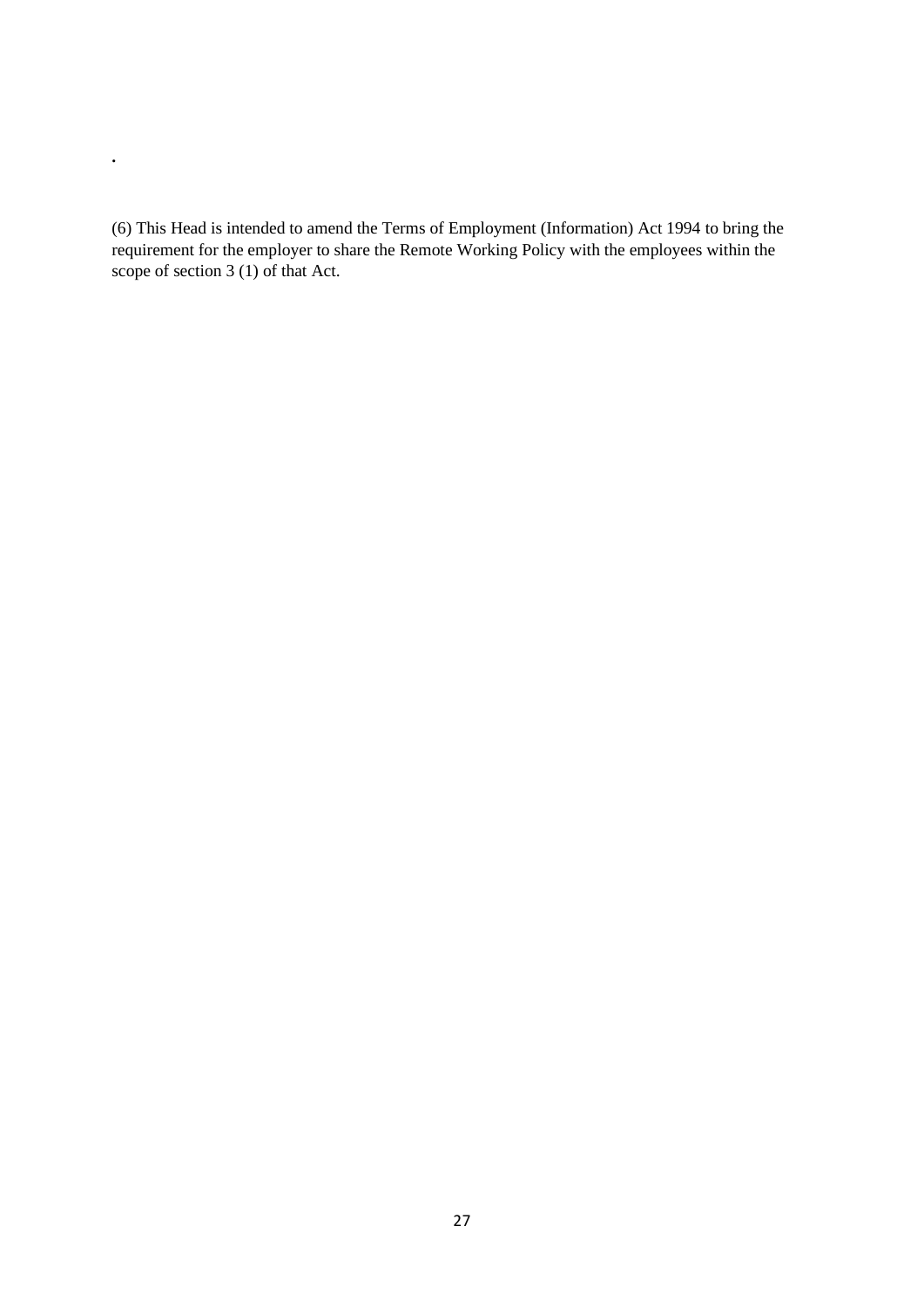.

(6) This Head is intended to amend the Terms of Employment (Information) Act 1994 to bring the requirement for the employer to share the Remote Working Policy with the employees within the scope of section 3 (1) of that Act.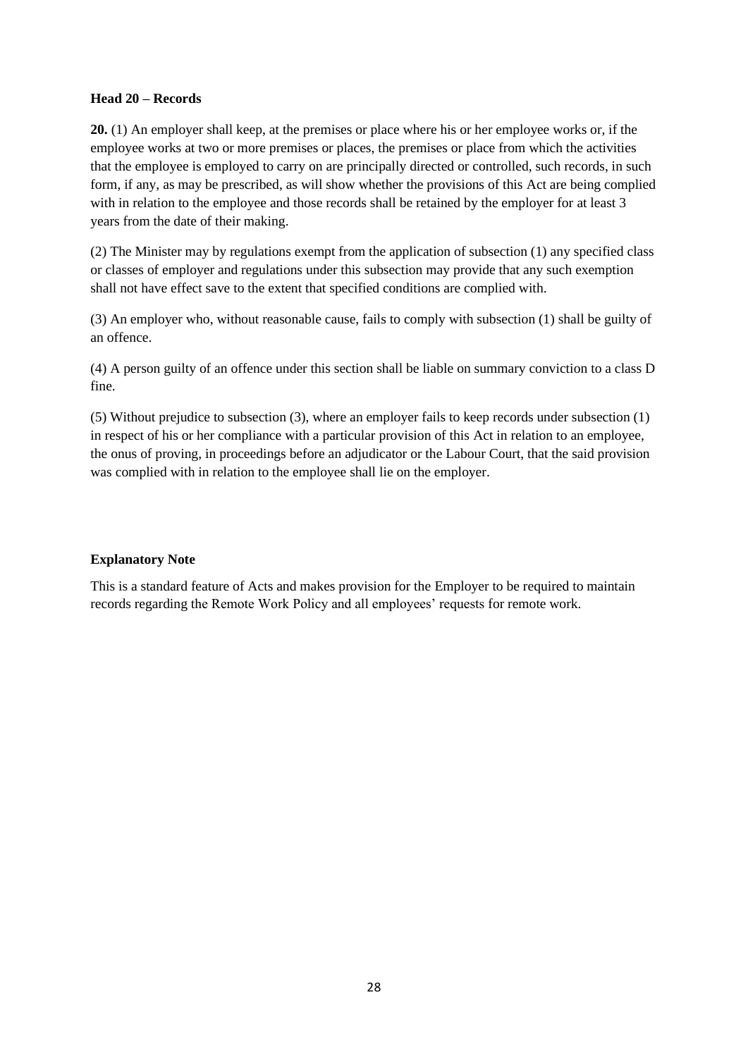**Head 20 – Records**

**20.** (1) An employer shall keep, at the premises or place where his or her employee works or, if the employee works at two or more premises or places, the premises or place from which the activities that the employee is employed to carry on are principally directed or controlled, such records, in such form, if any, as may be prescribed, as will show whether the provisions of this Act are being complied with in relation to the employee and those records shall be retained by the employer for at least 3 years from the date of their making.

(2) The Minister may by regulations exempt from the application of subsection (1) any specified class or classes of employer and regulations under this subsection may provide that any such exemption shall not have effect save to the extent that specified conditions are complied with.

(3) An employer who, without reasonable cause, fails to comply with subsection (1) shall be guilty of an offence.

(4) A person guilty of an offence under this section shall be liable on summary conviction to a class D fine.

(5) Without prejudice to subsection (3), where an employer fails to keep records under subsection (1) in respect of his or her compliance with a particular provision of this Act in relation to an employee, the onus of proving, in proceedings before an adjudicator or the Labour Court, that the said provision was complied with in relation to the employee shall lie on the employer.

**Explanatory Note**

This is a standard feature of Acts and makes provision for the Employer to be required to maintain records regarding the Remote Work Policy and all employees' requests for remote work.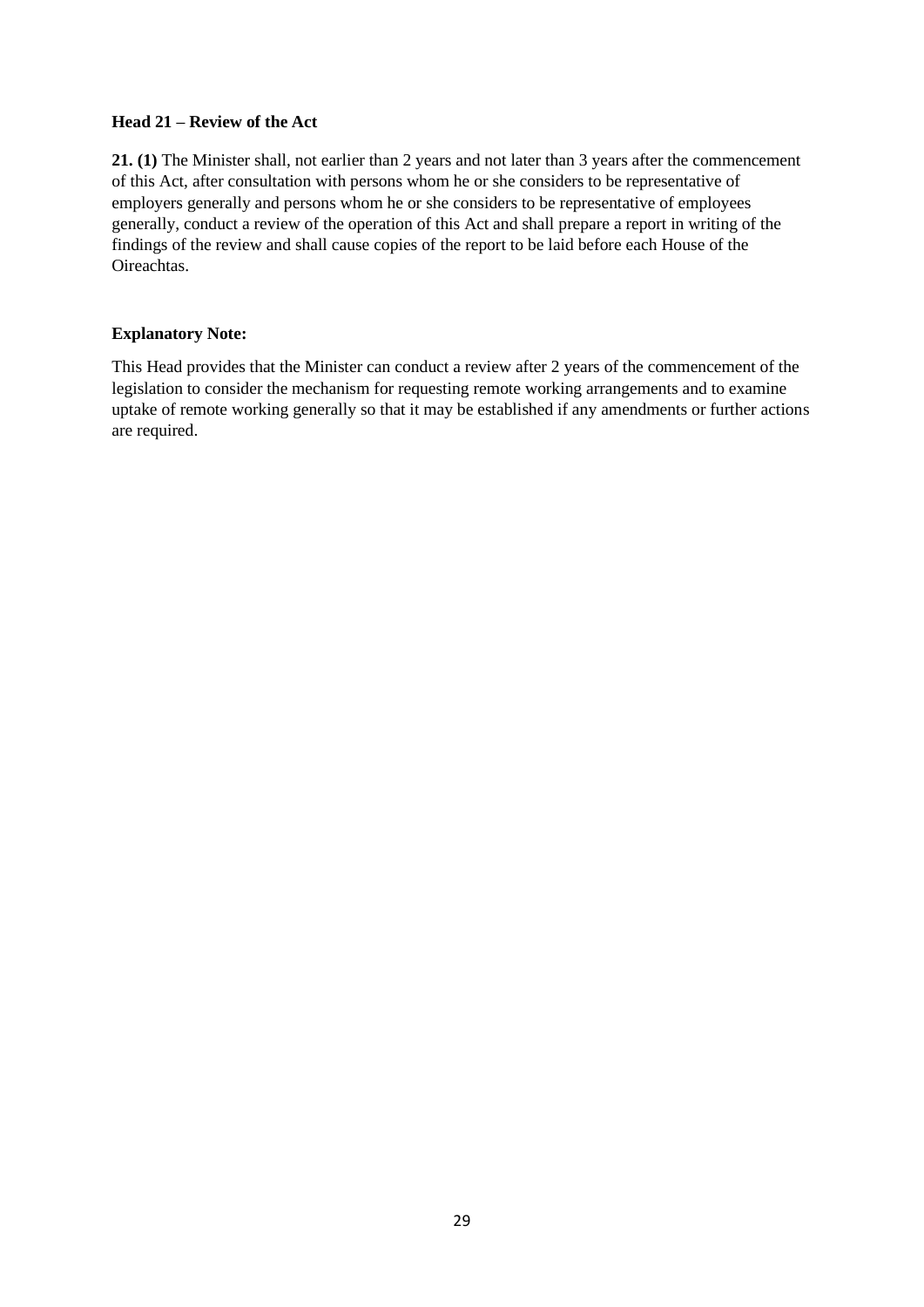**Head 21 – Review of the Act**

**21. (1)** The Minister shall, not earlier than 2 years and not later than 3 years after the commencement of this Act, after consultation with persons whom he or she considers to be representative of employers generally and persons whom he or she considers to be representative of employees generally, conduct a review of the operation of this Act and shall prepare a report in writing of the findings of the review and shall cause copies of the report to be laid before each House of the Oireachtas.

**Explanatory Note:**

This Head provides that the Minister can conduct a review after 2 years of the commencement of the legislation to consider the mechanism for requesting remote working arrangements and to examine uptake of remote working generally so that it may be established if any amendments or further actions are required.